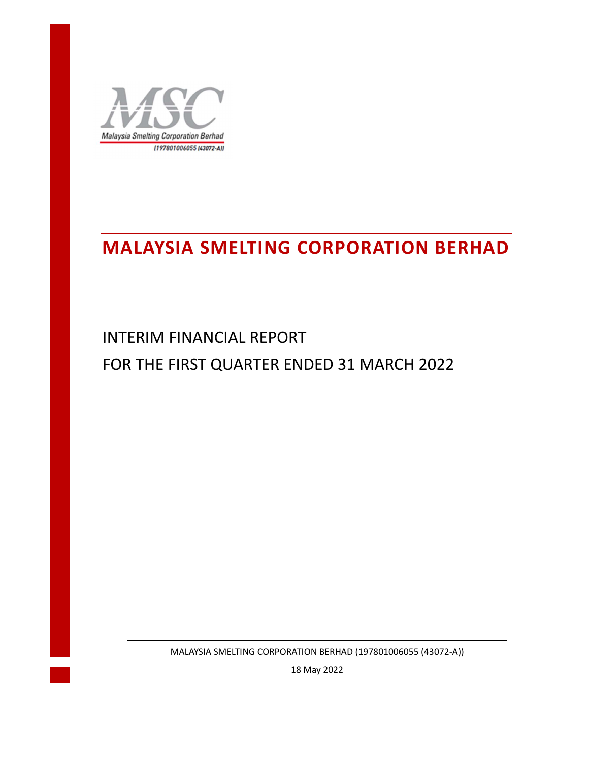Malaysia Smelting Corporation Berhad
(197801006055 (43072-A))

# MALAYSIA SMELTING CORPORATION BERHAD

## INTERIM FINANCIAL REPORT
## FOR THE FIRST QUARTER ENDED 31 MARCH 2022

MALAYSIA SMELTING CORPORATION BERHAD (197801006055 (43072-A))

18 May 2022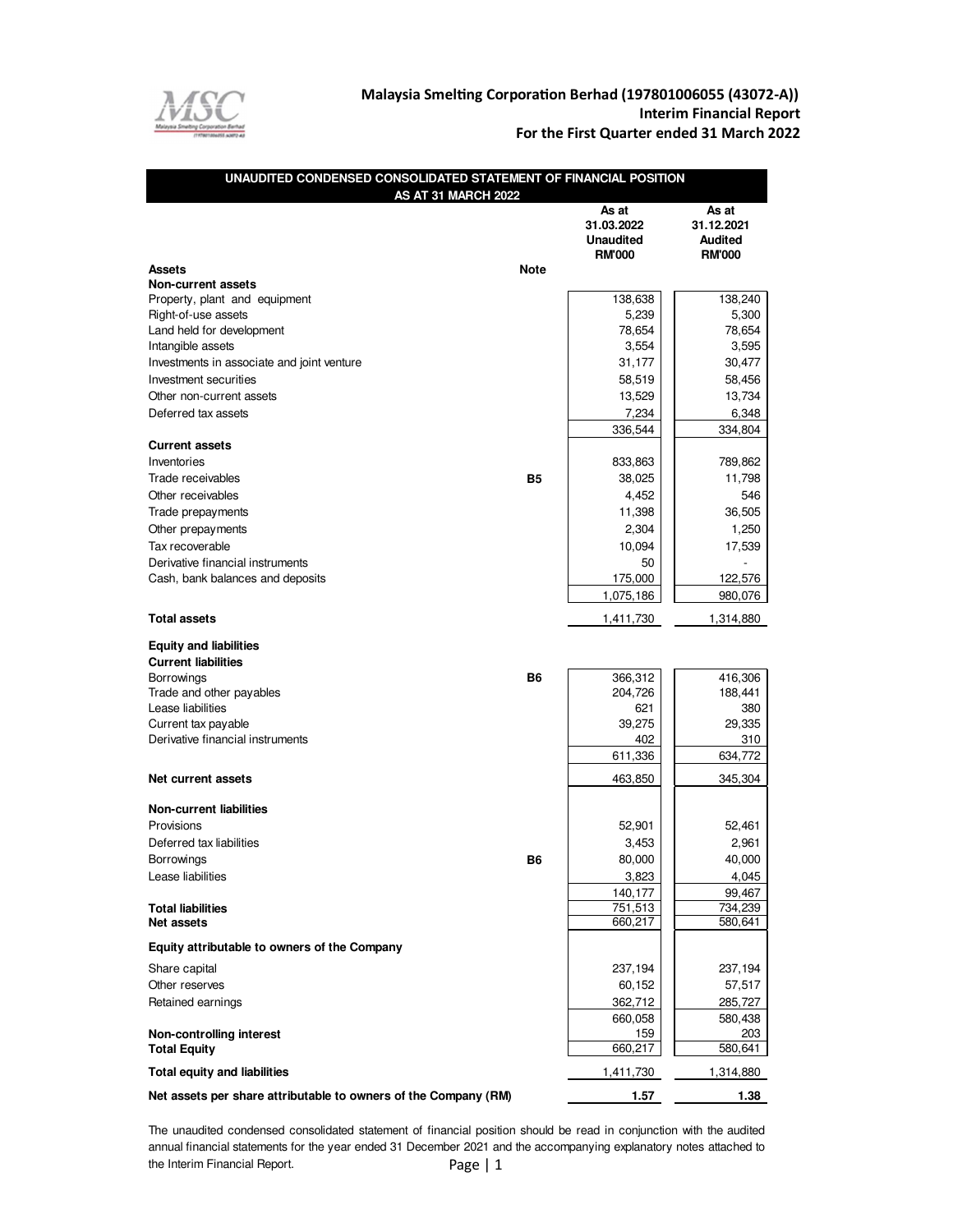# Malaysia Smelting Corporation Berhad (197801006055 (43072-A))
## Interim Financial Report
## For the First Quarter ended 31 March 2022

### UNAUDITED CONDENSED CONSOLIDATED STATEMENT OF FINANCIAL POSITION AS AT 31 MARCH 2022

| | Note | As at 31.03.2022 Unaudited RM'000 | As at 31.12.2021 Audited RM'000 |
|---|---|---|---|
| **Assets** | | | |
| **Non-current assets** | | | |
| Property, plant and equipment | | 138,638 | 138,240 |
| Right-of-use assets | | 5,239 | 5,300 |
| Land held for development | | 78,654 | 78,654 |
| Intangible assets | | 3,554 | 3,595 |
| Investments in associate and joint venture | | 31,177 | 30,477 |
| Investment securities | | 58,519 | 58,456 |
| Other non-current assets | | 13,529 | 13,734 |
| Deferred tax assets | | 7,234 | 6,348 |
| | | 336,544 | 334,804 |
| **Current assets** | | | |
| Inventories | | 833,863 | 789,862 |
| Trade receivables | B5 | 38,025 | 11,798 |
| Other receivables | | 4,452 | 546 |
| Trade prepayments | | 11,398 | 36,505 |
| Other prepayments | | 2,304 | 1,250 |
| Tax recoverable | | 10,094 | 17,539 |
| Derivative financial instruments | | 50 | - |
| Cash, bank balances and deposits | | 175,000 | 122,576 |
| | | 1,075,186 | 980,076 |
| **Total assets** | | 1,411,730 | 1,314,880 |
| **Equity and liabilities** | | | |
| **Current liabilities** | | | |
| Borrowings | B6 | 366,312 | 416,306 |
| Trade and other payables | | 204,726 | 188,441 |
| Lease liabilities | | 621 | 380 |
| Current tax payable | | 39,275 | 29,335 |
| Derivative financial instruments | | 402 | 310 |
| | | 611,336 | 634,772 |
| **Net current assets** | | 463,850 | 345,304 |
| **Non-current liabilities** | | | |
| Provisions | | 52,901 | 52,461 |
| Deferred tax liabilities | | 3,453 | 2,961 |
| Borrowings | B6 | 80,000 | 40,000 |
| Lease liabilities | | 3,823 | 4,045 |
| | | 140,177 | 99,467 |
| **Total liabilities** | | 751,513 | 734,239 |
| **Net assets** | | 660,217 | 580,641 |
| **Equity attributable to owners of the Company** | | | |
| Share capital | | 237,194 | 237,194 |
| Other reserves | | 60,152 | 57,517 |
| Retained earnings | | 362,712 | 285,727 |
| | | 660,058 | 580,438 |
| **Non-controlling interest** | | 159 | 203 |
| **Total Equity** | | 660,217 | 580,641 |
| **Total equity and liabilities** | | 1,411,730 | 1,314,880 |
| **Net assets per share attributable to owners of the Company (RM)** | | **1.57** | **1.38** |

The unaudited condensed consolidated statement of financial position should be read in conjunction with the audited annual financial statements for the year ended 31 December 2021 and the accompanying explanatory notes attached to the Interim Financial Report.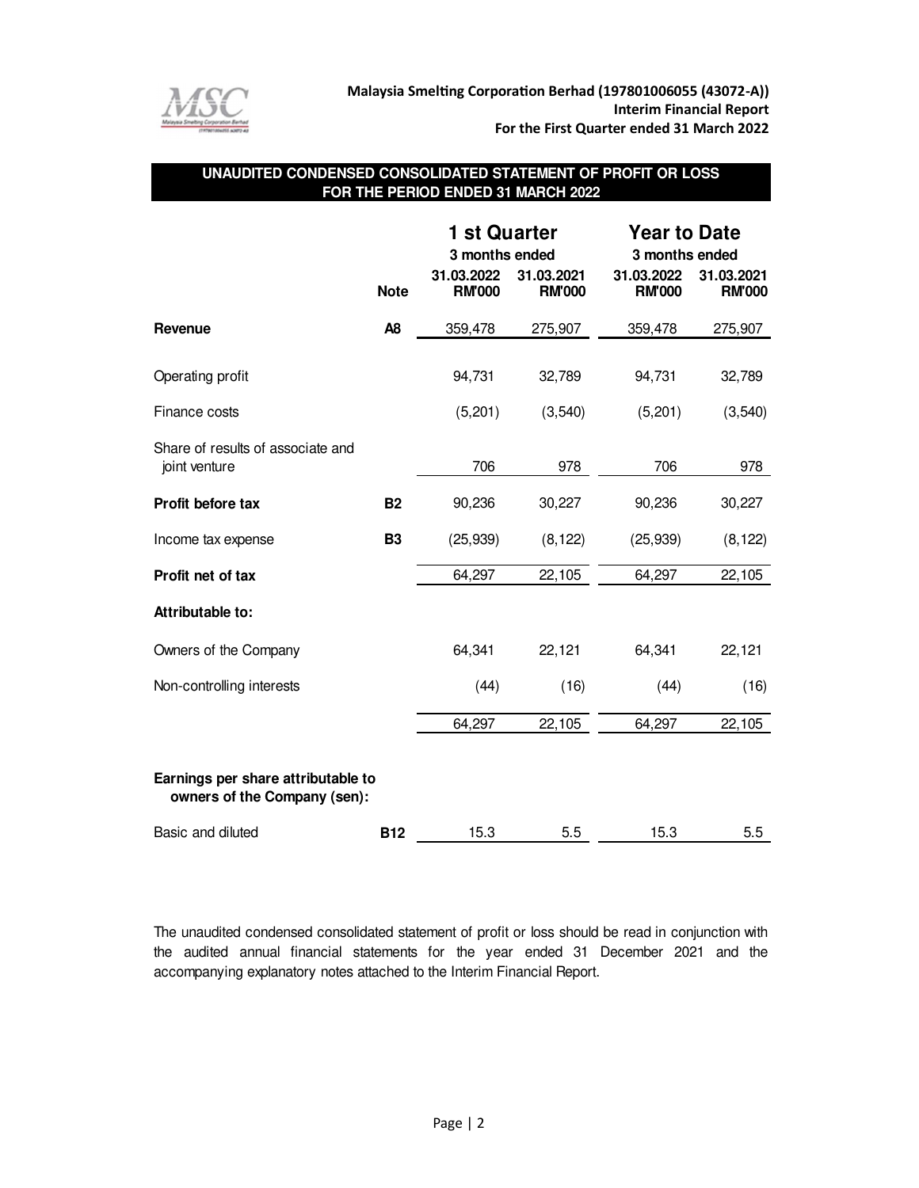## UNAUDITED CONDENSED CONSOLIDATED STATEMENT OF PROFIT OR LOSS FOR THE PERIOD ENDED 31 MARCH 2022

| | Note | 1 st Quarter 3 months ended | | Year to Date 3 months ended | |
|---|---|---|---|---|---|
| | | 31.03.2022 RM'000 | 31.03.2021 RM'000 | 31.03.2022 RM'000 | 31.03.2021 RM'000 |
| **Revenue** | **A8** | 359,478 | 275,907 | 359,478 | 275,907 |
| Operating profit | | 94,731 | 32,789 | 94,731 | 32,789 |
| Finance costs | | (5,201) | (3,540) | (5,201) | (3,540) |
| Share of results of associate and joint venture | | 706 | 978 | 706 | 978 |
| **Profit before tax** | **B2** | 90,236 | 30,227 | 90,236 | 30,227 |
| Income tax expense | **B3** | (25,939) | (8,122) | (25,939) | (8,122) |
| **Profit net of tax** | | 64,297 | 22,105 | 64,297 | 22,105 |
| **Attributable to:** | | | | | |
| Owners of the Company | | 64,341 | 22,121 | 64,341 | 22,121 |
| Non-controlling interests | | (44) | (16) | (44) | (16) |
| | | 64,297 | 22,105 | 64,297 | 22,105 |
| **Earnings per share attributable to owners of the Company (sen):** | | | | | |
| Basic and diluted | **B12** | 15.3 | 5.5 | 15.3 | 5.5 |

The unaudited condensed consolidated statement of profit or loss should be read in conjunction with the audited annual financial statements for the year ended 31 December 2021 and the accompanying explanatory notes attached to the Interim Financial Report.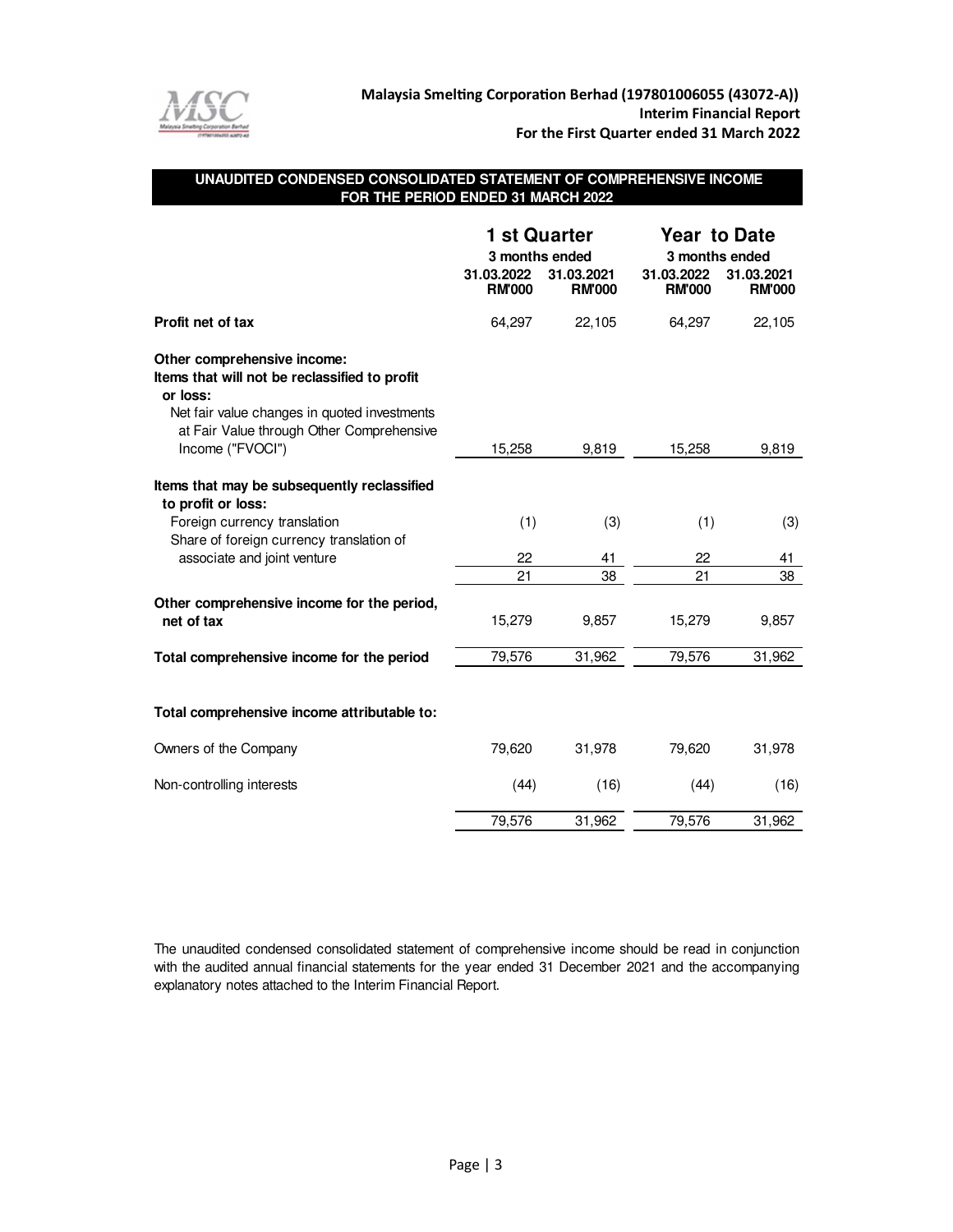**Malaysia Smelting Corporation Berhad (197801006055 (43072-A))**
**Interim Financial Report**
**For the First Quarter ended 31 March 2022**

## UNAUDITED CONDENSED CONSOLIDATED STATEMENT OF COMPREHENSIVE INCOME FOR THE PERIOD ENDED 31 MARCH 2022

| | 1 st Quarter | | Year to Date | |
|---|---|---|---|---|
| | 3 months ended | | 3 months ended | |
| | 31.03.2022 RM'000 | 31.03.2021 RM'000 | 31.03.2022 RM'000 | 31.03.2021 RM'000 |
| **Profit net of tax** | 64,297 | 22,105 | 64,297 | 22,105 |
| **Other comprehensive income:** | | | | |
| **Items that will not be reclassified to profit or loss:** | | | | |
| Net fair value changes in quoted investments at Fair Value through Other Comprehensive Income ("FVOCI") | 15,258 | 9,819 | 15,258 | 9,819 |
| **Items that may be subsequently reclassified to profit or loss:** | | | | |
| Foreign currency translation | (1) | (3) | (1) | (3) |
| Share of foreign currency translation of associate and joint venture | 22 | 41 | 22 | 41 |
| | 21 | 38 | 21 | 38 |
| **Other comprehensive income for the period, net of tax** | 15,279 | 9,857 | 15,279 | 9,857 |
| **Total comprehensive income for the period** | 79,576 | 31,962 | 79,576 | 31,962 |
| **Total comprehensive income attributable to:** | | | | |
| Owners of the Company | 79,620 | 31,978 | 79,620 | 31,978 |
| Non-controlling interests | (44) | (16) | (44) | (16) |
| | 79,576 | 31,962 | 79,576 | 31,962 |

The unaudited condensed consolidated statement of comprehensive income should be read in conjunction with the audited annual financial statements for the year ended 31 December 2021 and the accompanying explanatory notes attached to the Interim Financial Report.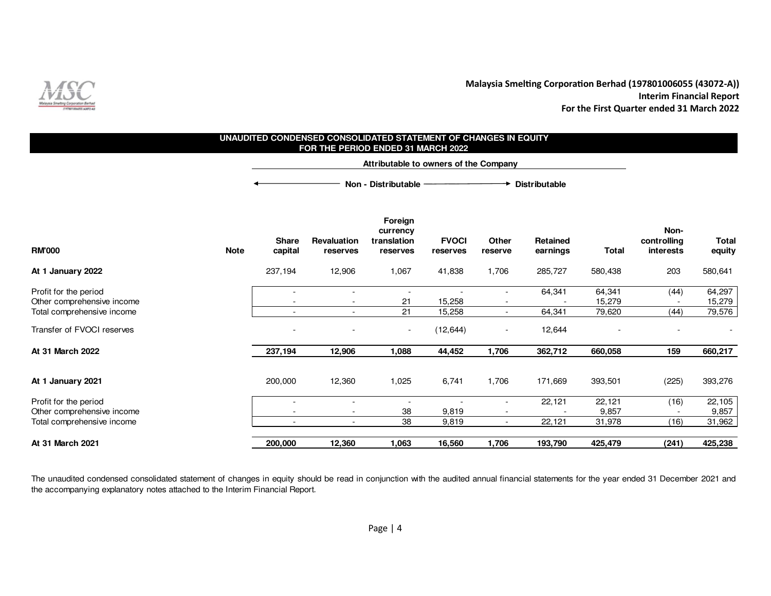## UNAUDITED CONDENSED CONSOLIDATED STATEMENT OF CHANGES IN EQUITY
## FOR THE PERIOD ENDED 31 MARCH 2022

| | | Attributable to owners of the Company | | | | | | | | |
|---|---|---|---|---|---|---|---|---|---|---|
| | | ← Non - Distributable | | | | → Distributable | | | | |
| **RM'000** | **Note** | **Share capital** | **Revaluation reserves** | **Foreign currency translation reserves** | **FVOCI reserves** | **Other reserve** | **Retained earnings** | **Total** | **Non-controlling interests** | **Total equity** |
| **At 1 January 2022** | | 237,194 | 12,906 | 1,067 | 41,838 | 1,706 | 285,727 | 580,438 | 203 | 580,641 |
| Profit for the period | | - | - | - | - | - | 64,341 | 64,341 | (44) | 64,297 |
| Other comprehensive income | | - | - | 21 | 15,258 | - | - | 15,279 | - | 15,279 |
| Total comprehensive income | | - | - | 21 | 15,258 | - | 64,341 | 79,620 | (44) | 79,576 |
| Transfer of FVOCI reserves | | - | - | - | (12,644) | - | 12,644 | - | - | - |
| **At 31 March 2022** | | **237,194** | **12,906** | **1,088** | **44,452** | **1,706** | **362,712** | **660,058** | **159** | **660,217** |
| **At 1 January 2021** | | 200,000 | 12,360 | 1,025 | 6,741 | 1,706 | 171,669 | 393,501 | (225) | 393,276 |
| Profit for the period | | - | - | - | - | - | 22,121 | 22,121 | (16) | 22,105 |
| Other comprehensive income | | - | - | 38 | 9,819 | - | - | 9,857 | - | 9,857 |
| Total comprehensive income | | - | - | 38 | 9,819 | - | 22,121 | 31,978 | (16) | 31,962 |
| **At 31 March 2021** | | **200,000** | **12,360** | **1,063** | **16,560** | **1,706** | **193,790** | **425,479** | **(241)** | **425,238** |

The unaudited condensed consolidated statement of changes in equity should be read in conjunction with the audited annual financial statements for the year ended 31 December 2021 and the accompanying explanatory notes attached to the Interim Financial Report.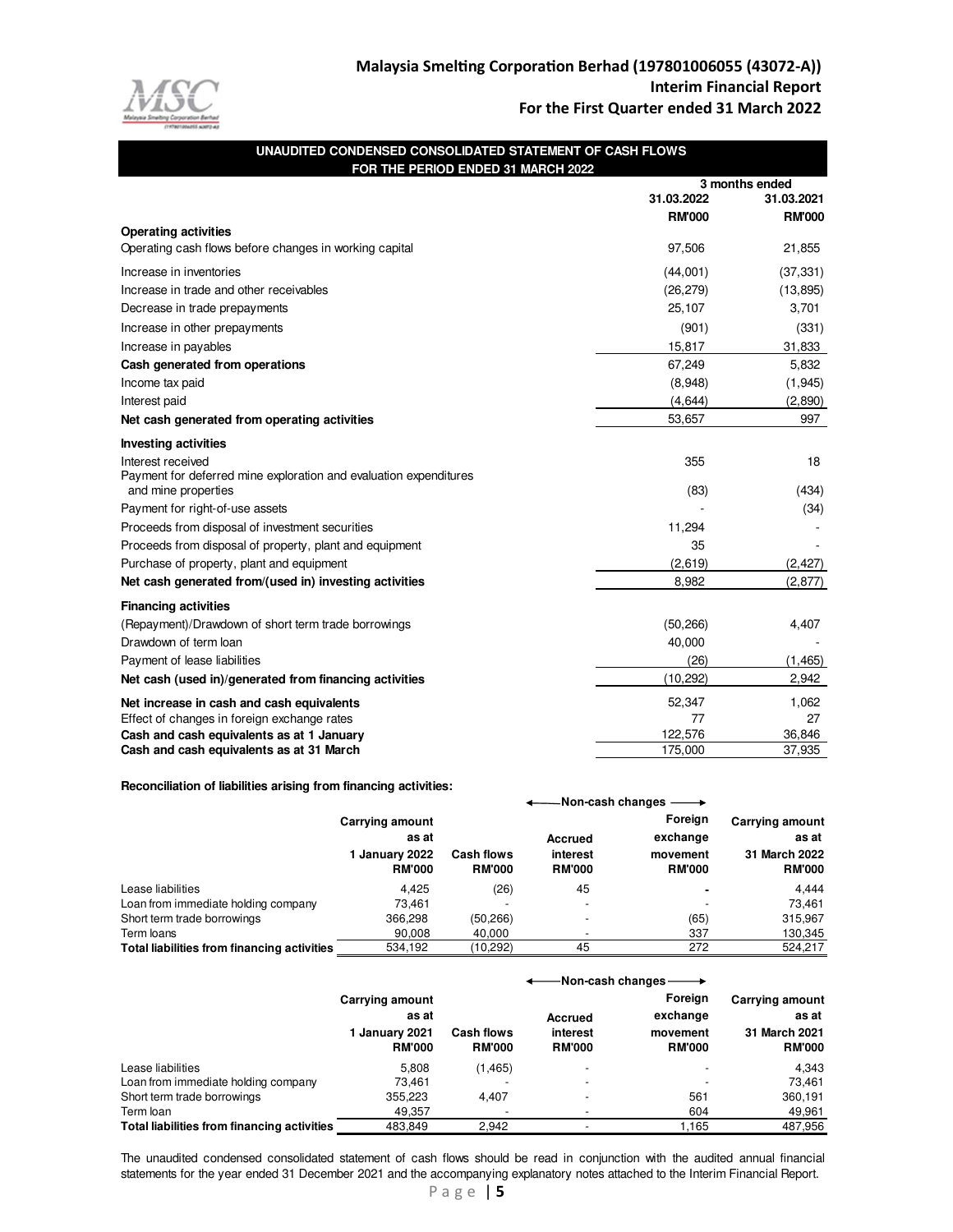# Malaysia Smelting Corporation Berhad (197801006055 (43072-A))
## Interim Financial Report
## For the First Quarter ended 31 March 2022

### UNAUDITED CONDENSED CONSOLIDATED STATEMENT OF CASH FLOWS FOR THE PERIOD ENDED 31 MARCH 2022

| | 3 months ended 31.03.2022 RM'000 | 3 months ended 31.03.2021 RM'000 |
|---|---|---|
| **Operating activities** | | |
| Operating cash flows before changes in working capital | 97,506 | 21,855 |
| Increase in inventories | (44,001) | (37,331) |
| Increase in trade and other receivables | (26,279) | (13,895) |
| Decrease in trade prepayments | 25,107 | 3,701 |
| Increase in other prepayments | (901) | (331) |
| Increase in payables | 15,817 | 31,833 |
| **Cash generated from operations** | 67,249 | 5,832 |
| Income tax paid | (8,948) | (1,945) |
| Interest paid | (4,644) | (2,890) |
| **Net cash generated from operating activities** | 53,657 | 997 |
| **Investing activities** | | |
| Interest received | 355 | 18 |
| Payment for deferred mine exploration and evaluation expenditures and mine properties | (83) | (434) |
| Payment for right-of-use assets | - | (34) |
| Proceeds from disposal of investment securities | 11,294 | - |
| Proceeds from disposal of property, plant and equipment | 35 | - |
| Purchase of property, plant and equipment | (2,619) | (2,427) |
| **Net cash generated from/(used in) investing activities** | 8,982 | (2,877) |
| **Financing activities** | | |
| (Repayment)/Drawdown of short term trade borrowings | (50,266) | 4,407 |
| Drawdown of term loan | 40,000 | - |
| Payment of lease liabilities | (26) | (1,465) |
| **Net cash (used in)/generated from financing activities** | (10,292) | 2,942 |
| **Net increase in cash and cash equivalents** | 52,347 | 1,062 |
| Effect of changes in foreign exchange rates | 77 | 27 |
| **Cash and cash equivalents as at 1 January** | 122,576 | 36,846 |
| **Cash and cash equivalents as at 31 March** | 175,000 | 37,935 |

**Reconciliation of liabilities arising from financing activities:**

| | Carrying amount as at 1 January 2022 RM'000 | Cash flows RM'000 | Non-cash changes: Accrued interest RM'000 | Non-cash changes: Foreign exchange movement RM'000 | Carrying amount as at 31 March 2022 RM'000 |
|---|---|---|---|---|---|
| Lease liabilities | 4,425 | (26) | 45 | - | 4,444 |
| Loan from immediate holding company | 73,461 | - | - | - | 73,461 |
| Short term trade borrowings | 366,298 | (50,266) | - | (65) | 315,967 |
| Term loans | 90,008 | 40,000 | - | 337 | 130,345 |
| **Total liabilities from financing activities** | 534,192 | (10,292) | 45 | 272 | 524,217 |

| | Carrying amount as at 1 January 2021 RM'000 | Cash flows RM'000 | Non-cash changes: Accrued interest RM'000 | Non-cash changes: Foreign exchange movement RM'000 | Carrying amount as at 31 March 2021 RM'000 |
|---|---|---|---|---|---|
| Lease liabilities | 5,808 | (1,465) | - | - | 4,343 |
| Loan from immediate holding company | 73,461 | - | - | - | 73,461 |
| Short term trade borrowings | 355,223 | 4,407 | - | 561 | 360,191 |
| Term loan | 49,357 | - | - | 604 | 49,961 |
| **Total liabilities from financing activities** | 483,849 | 2,942 | - | 1,165 | 487,956 |

The unaudited condensed consolidated statement of cash flows should be read in conjunction with the audited annual financial statements for the year ended 31 December 2021 and the accompanying explanatory notes attached to the Interim Financial Report.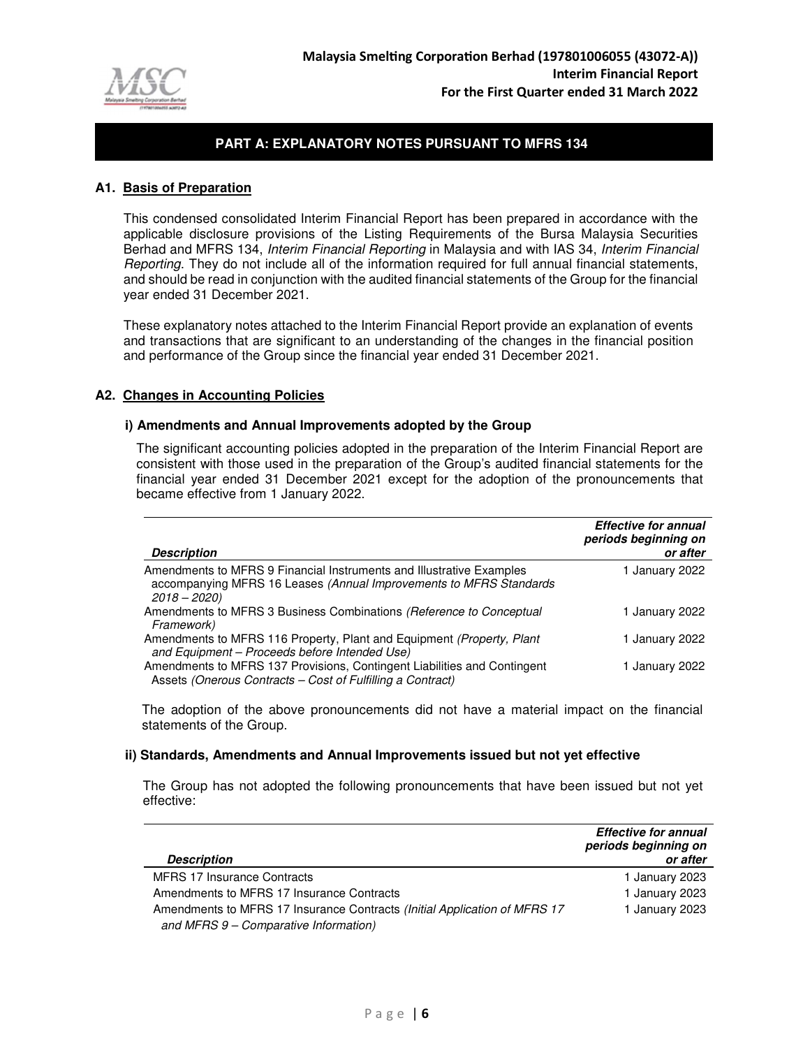## PART A: EXPLANATORY NOTES PURSUANT TO MFRS 134

### A1. Basis of Preparation

This condensed consolidated Interim Financial Report has been prepared in accordance with the applicable disclosure provisions of the Listing Requirements of the Bursa Malaysia Securities Berhad and MFRS 134, *Interim Financial Reporting* in Malaysia and with IAS 34, *Interim Financial Reporting*. They do not include all of the information required for full annual financial statements, and should be read in conjunction with the audited financial statements of the Group for the financial year ended 31 December 2021.

These explanatory notes attached to the Interim Financial Report provide an explanation of events and transactions that are significant to an understanding of the changes in the financial position and performance of the Group since the financial year ended 31 December 2021.

### A2. Changes in Accounting Policies

**i) Amendments and Annual Improvements adopted by the Group**

The significant accounting policies adopted in the preparation of the Interim Financial Report are consistent with those used in the preparation of the Group's audited financial statements for the financial year ended 31 December 2021 except for the adoption of the pronouncements that became effective from 1 January 2022.

| ***Description*** | ***Effective for annual periods beginning on or after*** |
|---|---|
| Amendments to MFRS 9 Financial Instruments and Illustrative Examples accompanying MFRS 16 Leases *(Annual Improvements to MFRS Standards 2018 – 2020)* | 1 January 2022 |
| Amendments to MFRS 3 Business Combinations *(Reference to Conceptual Framework)* | 1 January 2022 |
| Amendments to MFRS 116 Property, Plant and Equipment *(Property, Plant and Equipment – Proceeds before Intended Use)* | 1 January 2022 |
| Amendments to MFRS 137 Provisions, Contingent Liabilities and Contingent Assets *(Onerous Contracts – Cost of Fulfilling a Contract)* | 1 January 2022 |

The adoption of the above pronouncements did not have a material impact on the financial statements of the Group.

**ii) Standards, Amendments and Annual Improvements issued but not yet effective**

The Group has not adopted the following pronouncements that have been issued but not yet effective:

| ***Description*** | ***Effective for annual periods beginning on or after*** |
|---|---|
| MFRS 17 Insurance Contracts | 1 January 2023 |
| Amendments to MFRS 17 Insurance Contracts | 1 January 2023 |
| Amendments to MFRS 17 Insurance Contracts *(Initial Application of MFRS 17 and MFRS 9 – Comparative Information)* | 1 January 2023 |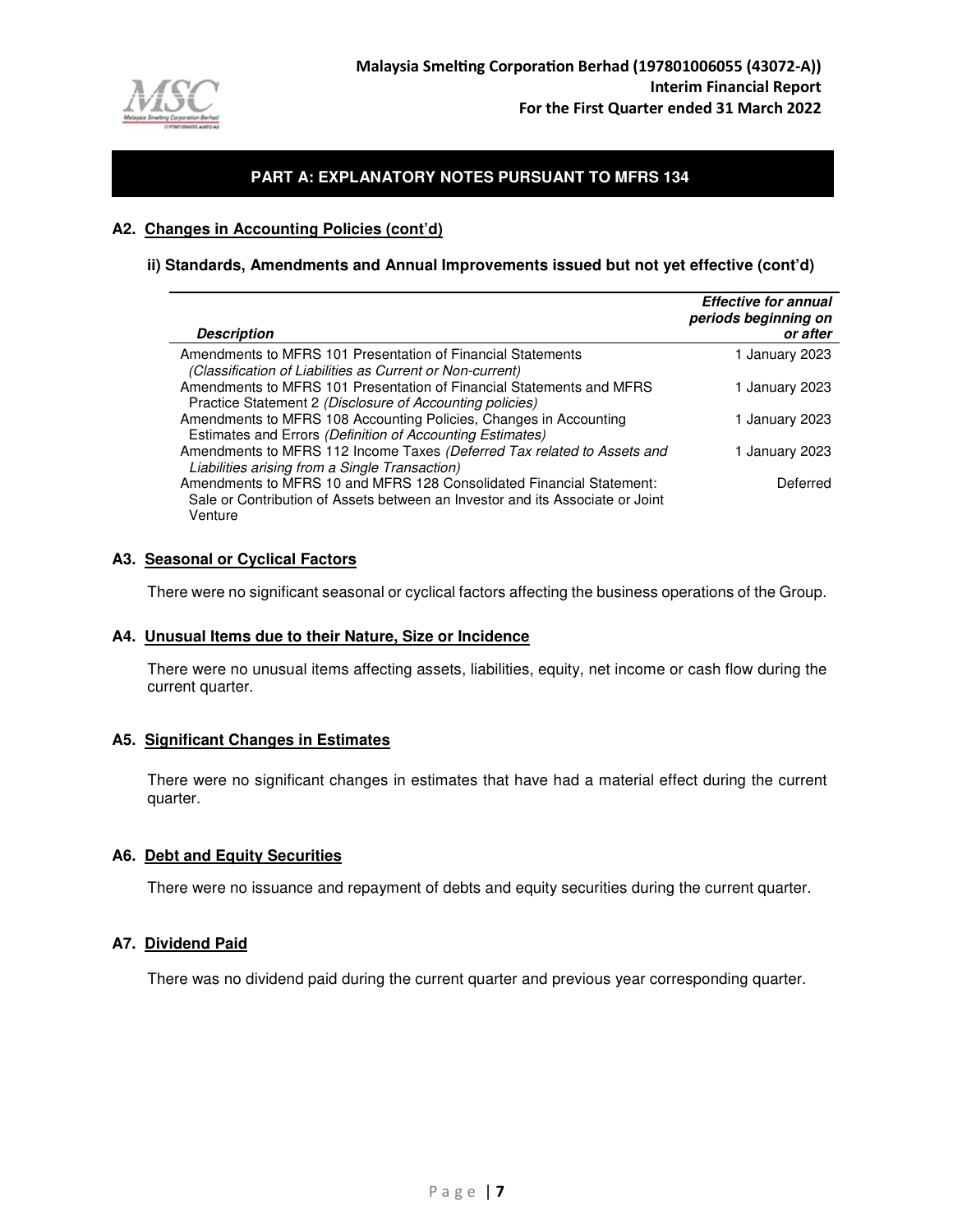## PART A: EXPLANATORY NOTES PURSUANT TO MFRS 134

### A2. Changes in Accounting Policies (cont'd)

**ii) Standards, Amendments and Annual Improvements issued but not yet effective (cont'd)**

| ***Description*** | ***Effective for annual periods beginning on or after*** |
|---|---|
| Amendments to MFRS 101 Presentation of Financial Statements *(Classification of Liabilities as Current or Non-current)* | 1 January 2023 |
| Amendments to MFRS 101 Presentation of Financial Statements and MFRS Practice Statement 2 *(Disclosure of Accounting policies)* | 1 January 2023 |
| Amendments to MFRS 108 Accounting Policies, Changes in Accounting Estimates and Errors *(Definition of Accounting Estimates)* | 1 January 2023 |
| Amendments to MFRS 112 Income Taxes *(Deferred Tax related to Assets and Liabilities arising from a Single Transaction)* | 1 January 2023 |
| Amendments to MFRS 10 and MFRS 128 Consolidated Financial Statement: Sale or Contribution of Assets between an Investor and its Associate or Joint Venture | Deferred |

### A3. Seasonal or Cyclical Factors

There were no significant seasonal or cyclical factors affecting the business operations of the Group.

### A4. Unusual Items due to their Nature, Size or Incidence

There were no unusual items affecting assets, liabilities, equity, net income or cash flow during the current quarter.

### A5. Significant Changes in Estimates

There were no significant changes in estimates that have had a material effect during the current quarter.

### A6. Debt and Equity Securities

There were no issuance and repayment of debts and equity securities during the current quarter.

### A7. Dividend Paid

There was no dividend paid during the current quarter and previous year corresponding quarter.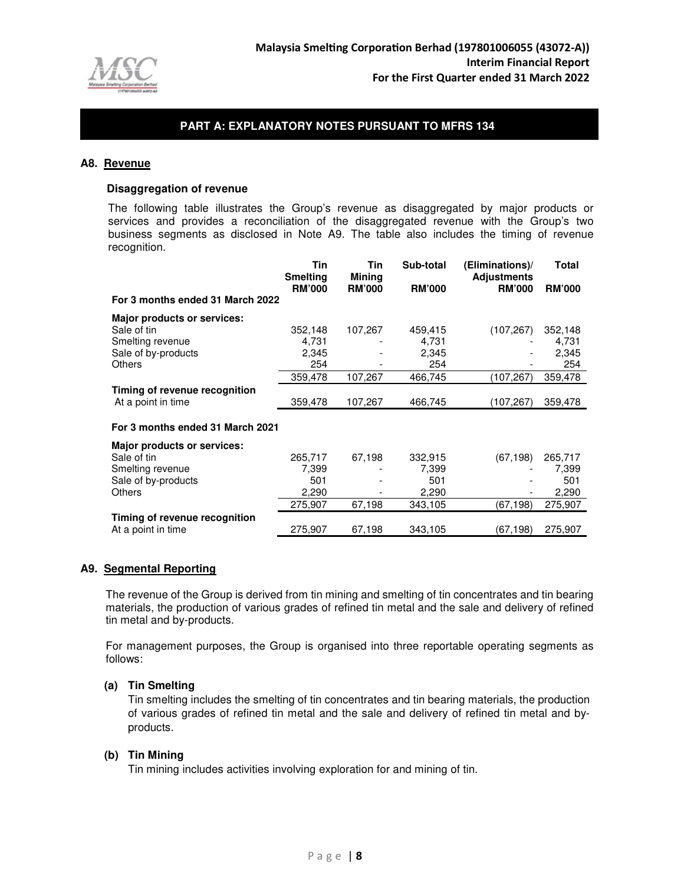## PART A: EXPLANATORY NOTES PURSUANT TO MFRS 134

### A8. Revenue

**Disaggregation of revenue**

The following table illustrates the Group's revenue as disaggregated by major products or services and provides a reconciliation of the disaggregated revenue with the Group's two business segments as disclosed in Note A9. The table also includes the timing of revenue recognition.

| | Tin Smelting RM'000 | Tin Mining RM'000 | Sub-total RM'000 | (Eliminations)/ Adjustments RM'000 | Total RM'000 |
|---|---|---|---|---|---|
| **For 3 months ended 31 March 2022** | | | | | |
| **Major products or services:** | | | | | |
| Sale of tin | 352,148 | 107,267 | 459,415 | (107,267) | 352,148 |
| Smelting revenue | 4,731 | - | 4,731 | - | 4,731 |
| Sale of by-products | 2,345 | - | 2,345 | - | 2,345 |
| Others | 254 | - | 254 | - | 254 |
| | 359,478 | 107,267 | 466,745 | (107,267) | 359,478 |
| **Timing of revenue recognition** | | | | | |
| At a point in time | 359,478 | 107,267 | 466,745 | (107,267) | 359,478 |
| **For 3 months ended 31 March 2021** | | | | | |
| **Major products or services:** | | | | | |
| Sale of tin | 265,717 | 67,198 | 332,915 | (67,198) | 265,717 |
| Smelting revenue | 7,399 | - | 7,399 | - | 7,399 |
| Sale of by-products | 501 | - | 501 | - | 501 |
| Others | 2,290 | - | 2,290 | - | 2,290 |
| | 275,907 | 67,198 | 343,105 | (67,198) | 275,907 |
| **Timing of revenue recognition** | | | | | |
| At a point in time | 275,907 | 67,198 | 343,105 | (67,198) | 275,907 |

### A9. Segmental Reporting

The revenue of the Group is derived from tin mining and smelting of tin concentrates and tin bearing materials, the production of various grades of refined tin metal and the sale and delivery of refined tin metal and by-products.

For management purposes, the Group is organised into three reportable operating segments as follows:

**(a) Tin Smelting**

Tin smelting includes the smelting of tin concentrates and tin bearing materials, the production of various grades of refined tin metal and the sale and delivery of refined tin metal and by-products.

**(b) Tin Mining**

Tin mining includes activities involving exploration for and mining of tin.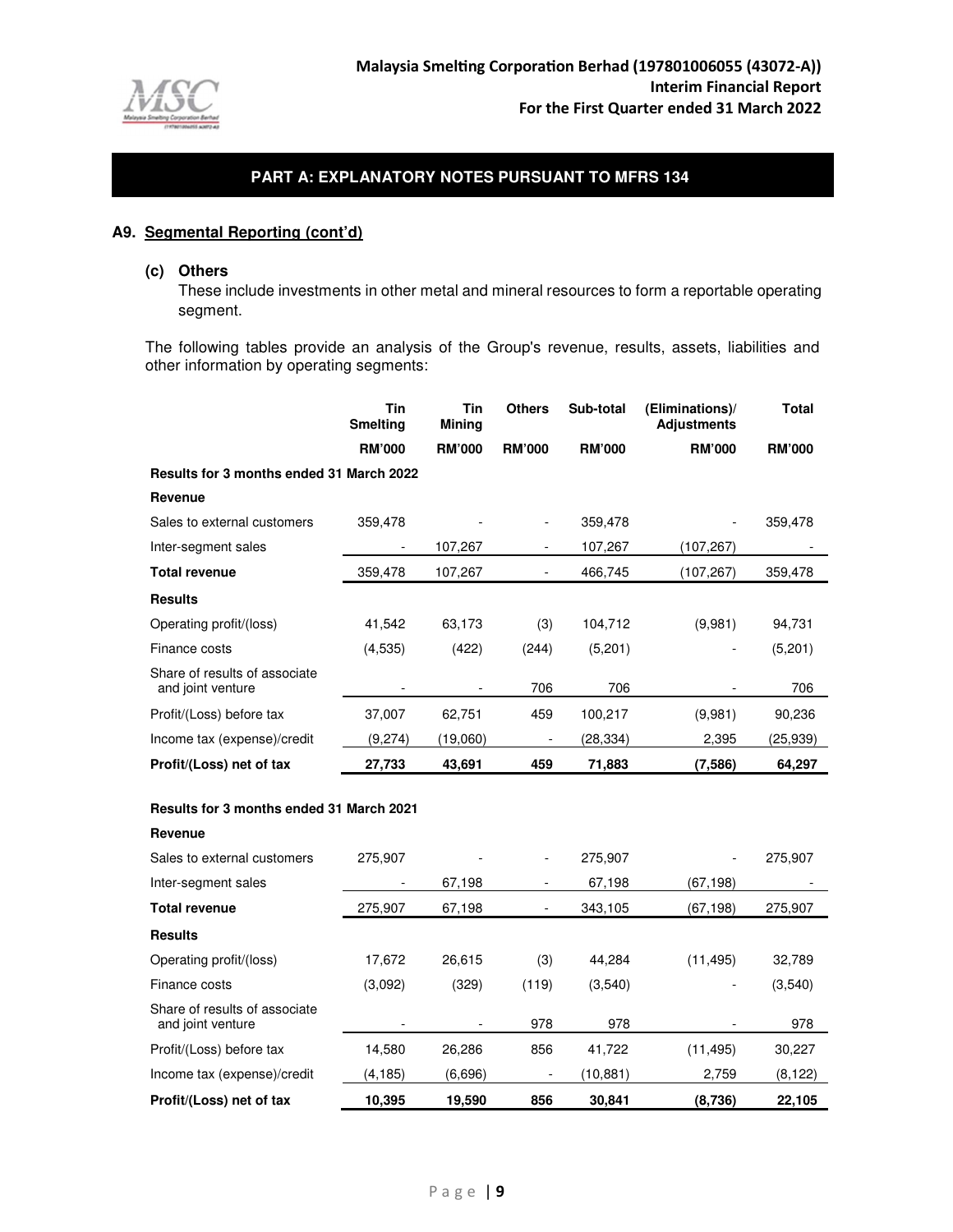## PART A: EXPLANATORY NOTES PURSUANT TO MFRS 134

### A9. Segmental Reporting (cont'd)

**(c) Others**

These include investments in other metal and mineral resources to form a reportable operating segment.

The following tables provide an analysis of the Group's revenue, results, assets, liabilities and other information by operating segments:

| | Tin Smelting | Tin Mining | Others | Sub-total | (Eliminations)/ Adjustments | Total |
|---|---|---|---|---|---|---|
| | RM'000 | RM'000 | RM'000 | RM'000 | RM'000 | RM'000 |
| **Results for 3 months ended 31 March 2022** | | | | | | |
| **Revenue** | | | | | | |
| Sales to external customers | 359,478 | - | - | 359,478 | - | 359,478 |
| Inter-segment sales | - | 107,267 | - | 107,267 | (107,267) | - |
| **Total revenue** | 359,478 | 107,267 | - | 466,745 | (107,267) | 359,478 |
| **Results** | | | | | | |
| Operating profit/(loss) | 41,542 | 63,173 | (3) | 104,712 | (9,981) | 94,731 |
| Finance costs | (4,535) | (422) | (244) | (5,201) | - | (5,201) |
| Share of results of associate and joint venture | - | - | 706 | 706 | - | 706 |
| Profit/(Loss) before tax | 37,007 | 62,751 | 459 | 100,217 | (9,981) | 90,236 |
| Income tax (expense)/credit | (9,274) | (19,060) | - | (28,334) | 2,395 | (25,939) |
| **Profit/(Loss) net of tax** | **27,733** | **43,691** | **459** | **71,883** | **(7,586)** | **64,297** |
| | | | | | | |
| **Results for 3 months ended 31 March 2021** | | | | | | |
| **Revenue** | | | | | | |
| Sales to external customers | 275,907 | - | - | 275,907 | - | 275,907 |
| Inter-segment sales | - | 67,198 | - | 67,198 | (67,198) | - |
| **Total revenue** | 275,907 | 67,198 | - | 343,105 | (67,198) | 275,907 |
| **Results** | | | | | | |
| Operating profit/(loss) | 17,672 | 26,615 | (3) | 44,284 | (11,495) | 32,789 |
| Finance costs | (3,092) | (329) | (119) | (3,540) | - | (3,540) |
| Share of results of associate and joint venture | - | - | 978 | 978 | - | 978 |
| Profit/(Loss) before tax | 14,580 | 26,286 | 856 | 41,722 | (11,495) | 30,227 |
| Income tax (expense)/credit | (4,185) | (6,696) | - | (10,881) | 2,759 | (8,122) |
| **Profit/(Loss) net of tax** | **10,395** | **19,590** | **856** | **30,841** | **(8,736)** | **22,105** |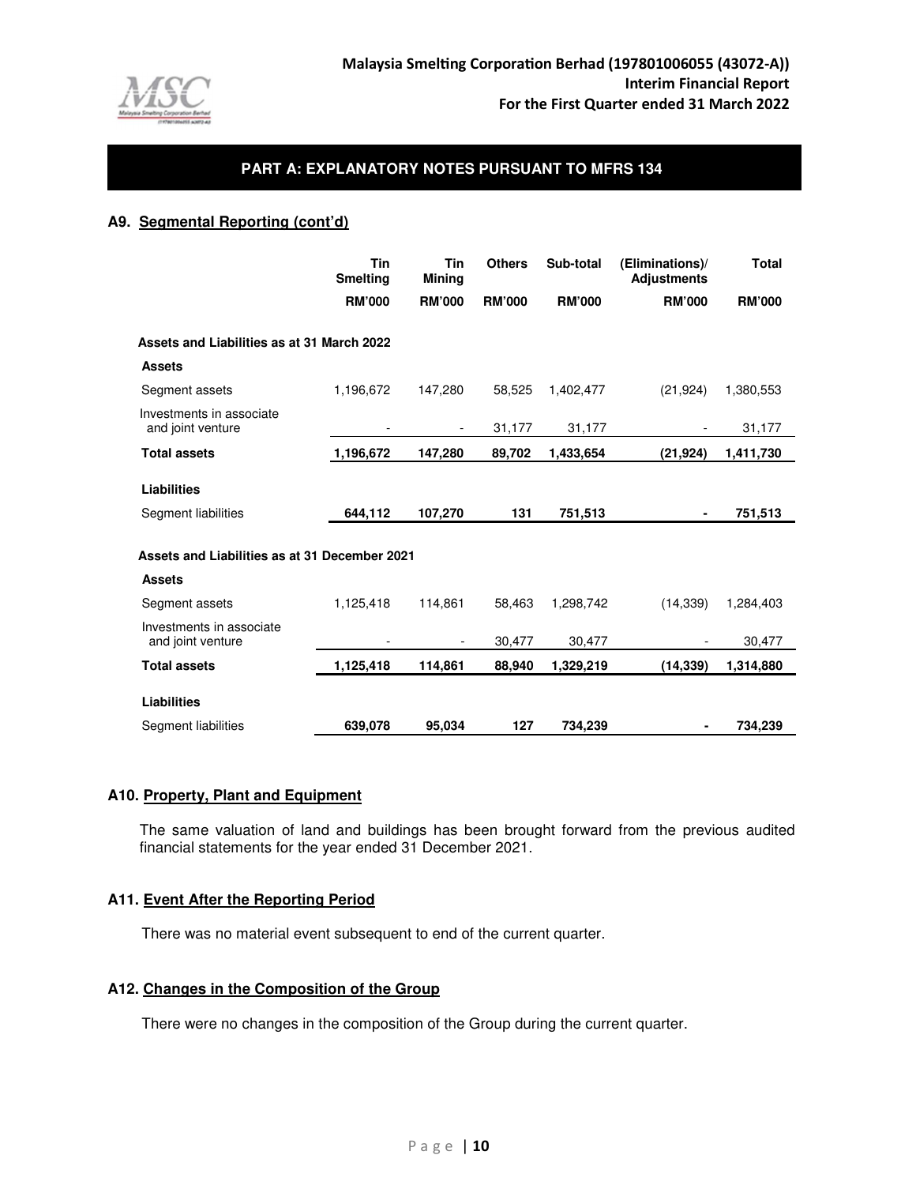## PART A: EXPLANATORY NOTES PURSUANT TO MFRS 134

### A9. Segmental Reporting (cont'd)

| | Tin Smelting | Tin Mining | Others | Sub-total | (Eliminations)/ Adjustments | Total |
|---|---|---|---|---|---|---|
| | RM'000 | RM'000 | RM'000 | RM'000 | RM'000 | RM'000 |
| **Assets and Liabilities as at 31 March 2022** | | | | | | |
| **Assets** | | | | | | |
| Segment assets | 1,196,672 | 147,280 | 58,525 | 1,402,477 | (21,924) | 1,380,553 |
| Investments in associate and joint venture | - | - | 31,177 | 31,177 | - | 31,177 |
| **Total assets** | **1,196,672** | **147,280** | **89,702** | **1,433,654** | **(21,924)** | **1,411,730** |
| **Liabilities** | | | | | | |
| Segment liabilities | **644,112** | **107,270** | **131** | **751,513** | **-** | **751,513** |
| **Assets and Liabilities as at 31 December 2021** | | | | | | |
| **Assets** | | | | | | |
| Segment assets | 1,125,418 | 114,861 | 58,463 | 1,298,742 | (14,339) | 1,284,403 |
| Investments in associate and joint venture | - | - | 30,477 | 30,477 | - | 30,477 |
| **Total assets** | **1,125,418** | **114,861** | **88,940** | **1,329,219** | **(14,339)** | **1,314,880** |
| **Liabilities** | | | | | | |
| Segment liabilities | **639,078** | **95,034** | **127** | **734,239** | **-** | **734,239** |

### A10. Property, Plant and Equipment

The same valuation of land and buildings has been brought forward from the previous audited financial statements for the year ended 31 December 2021.

### A11. Event After the Reporting Period

There was no material event subsequent to end of the current quarter.

### A12. Changes in the Composition of the Group

There were no changes in the composition of the Group during the current quarter.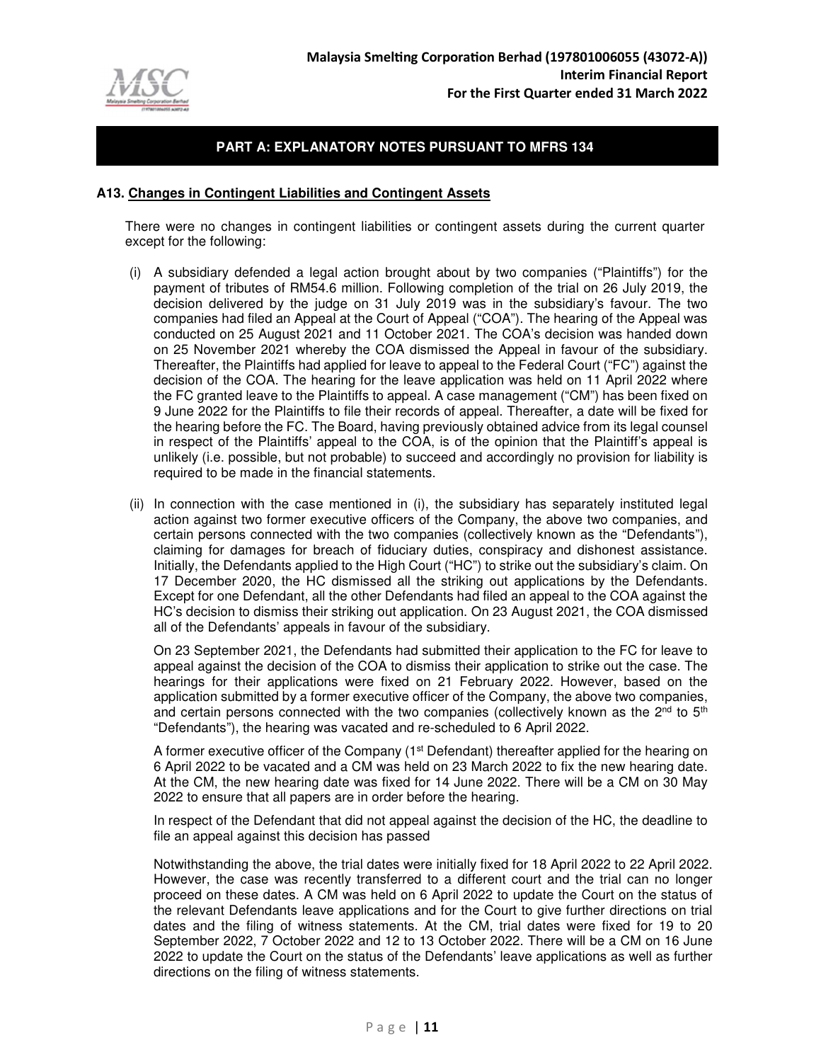## PART A: EXPLANATORY NOTES PURSUANT TO MFRS 134

### A13. Changes in Contingent Liabilities and Contingent Assets

There were no changes in contingent liabilities or contingent assets during the current quarter except for the following:

(i) A subsidiary defended a legal action brought about by two companies ("Plaintiffs") for the payment of tributes of RM54.6 million. Following completion of the trial on 26 July 2019, the decision delivered by the judge on 31 July 2019 was in the subsidiary's favour. The two companies had filed an Appeal at the Court of Appeal ("COA"). The hearing of the Appeal was conducted on 25 August 2021 and 11 October 2021. The COA's decision was handed down on 25 November 2021 whereby the COA dismissed the Appeal in favour of the subsidiary. Thereafter, the Plaintiffs had applied for leave to appeal to the Federal Court ("FC") against the decision of the COA. The hearing for the leave application was held on 11 April 2022 where the FC granted leave to the Plaintiffs to appeal. A case management ("CM") has been fixed on 9 June 2022 for the Plaintiffs to file their records of appeal. Thereafter, a date will be fixed for the hearing before the FC. The Board, having previously obtained advice from its legal counsel in respect of the Plaintiffs' appeal to the COA, is of the opinion that the Plaintiff's appeal is unlikely (i.e. possible, but not probable) to succeed and accordingly no provision for liability is required to be made in the financial statements.

(ii) In connection with the case mentioned in (i), the subsidiary has separately instituted legal action against two former executive officers of the Company, the above two companies, and certain persons connected with the two companies (collectively known as the "Defendants"), claiming for damages for breach of fiduciary duties, conspiracy and dishonest assistance. Initially, the Defendants applied to the High Court ("HC") to strike out the subsidiary's claim. On 17 December 2020, the HC dismissed all the striking out applications by the Defendants. Except for one Defendant, all the other Defendants had filed an appeal to the COA against the HC's decision to dismiss their striking out application. On 23 August 2021, the COA dismissed all of the Defendants' appeals in favour of the subsidiary.

On 23 September 2021, the Defendants had submitted their application to the FC for leave to appeal against the decision of the COA to dismiss their application to strike out the case. The hearings for their applications were fixed on 21 February 2022. However, based on the application submitted by a former executive officer of the Company, the above two companies, and certain persons connected with the two companies (collectively known as the 2nd to 5th "Defendants"), the hearing was vacated and re-scheduled to 6 April 2022.

A former executive officer of the Company (1st Defendant) thereafter applied for the hearing on 6 April 2022 to be vacated and a CM was held on 23 March 2022 to fix the new hearing date. At the CM, the new hearing date was fixed for 14 June 2022. There will be a CM on 30 May 2022 to ensure that all papers are in order before the hearing.

In respect of the Defendant that did not appeal against the decision of the HC, the deadline to file an appeal against this decision has passed

Notwithstanding the above, the trial dates were initially fixed for 18 April 2022 to 22 April 2022. However, the case was recently transferred to a different court and the trial can no longer proceed on these dates. A CM was held on 6 April 2022 to update the Court on the status of the relevant Defendants leave applications and for the Court to give further directions on trial dates and the filing of witness statements. At the CM, trial dates were fixed for 19 to 20 September 2022, 7 October 2022 and 12 to 13 October 2022. There will be a CM on 16 June 2022 to update the Court on the status of the Defendants' leave applications as well as further directions on the filing of witness statements.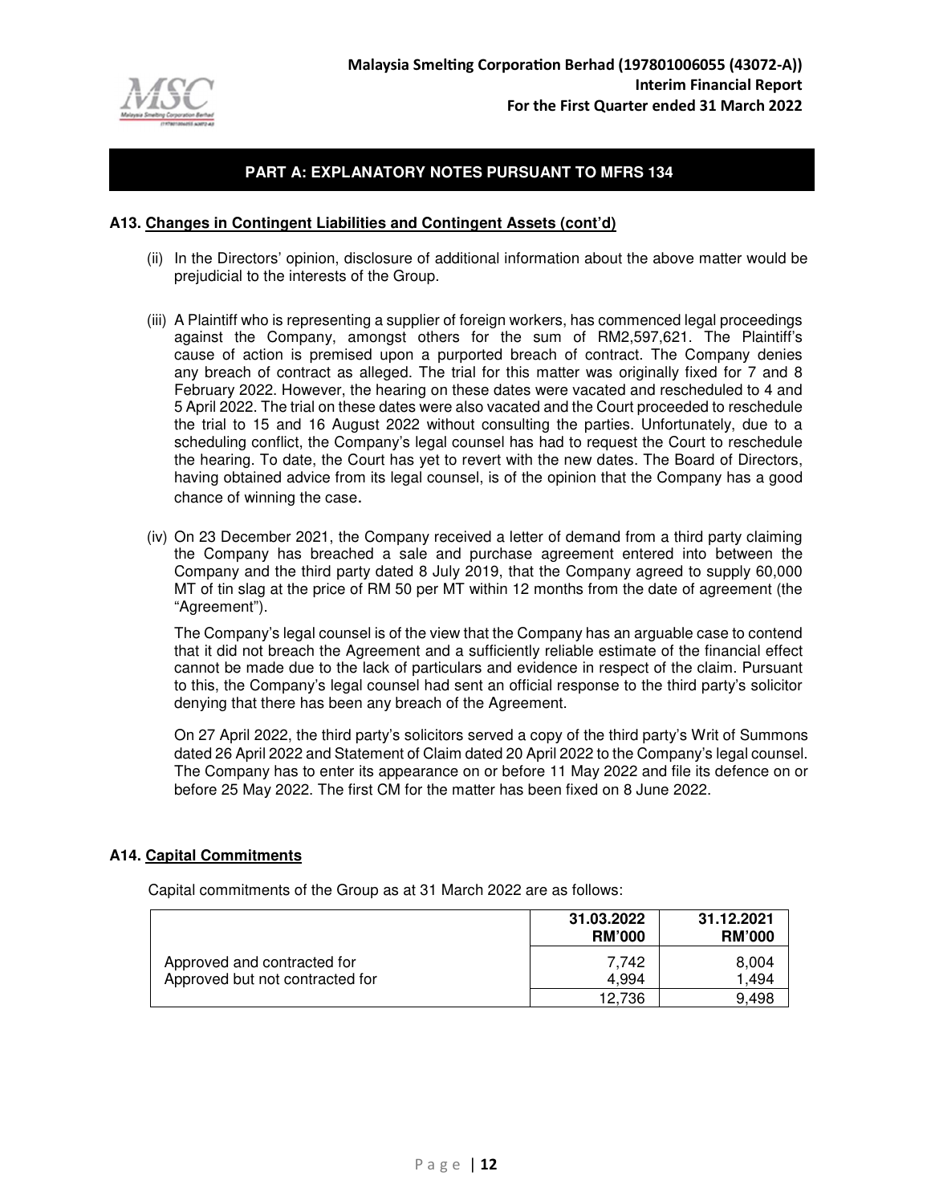## PART A: EXPLANATORY NOTES PURSUANT TO MFRS 134

### A13. Changes in Contingent Liabilities and Contingent Assets (cont'd)

(ii) In the Directors' opinion, disclosure of additional information about the above matter would be prejudicial to the interests of the Group.

(iii) A Plaintiff who is representing a supplier of foreign workers, has commenced legal proceedings against the Company, amongst others for the sum of RM2,597,621. The Plaintiff's cause of action is premised upon a purported breach of contract. The Company denies any breach of contract as alleged. The trial for this matter was originally fixed for 7 and 8 February 2022. However, the hearing on these dates were vacated and rescheduled to 4 and 5 April 2022. The trial on these dates were also vacated and the Court proceeded to reschedule the trial to 15 and 16 August 2022 without consulting the parties. Unfortunately, due to a scheduling conflict, the Company's legal counsel has had to request the Court to reschedule the hearing. To date, the Court has yet to revert with the new dates. The Board of Directors, having obtained advice from its legal counsel, is of the opinion that the Company has a good chance of winning the case.

(iv) On 23 December 2021, the Company received a letter of demand from a third party claiming the Company has breached a sale and purchase agreement entered into between the Company and the third party dated 8 July 2019, that the Company agreed to supply 60,000 MT of tin slag at the price of RM 50 per MT within 12 months from the date of agreement (the "Agreement").

The Company's legal counsel is of the view that the Company has an arguable case to contend that it did not breach the Agreement and a sufficiently reliable estimate of the financial effect cannot be made due to the lack of particulars and evidence in respect of the claim. Pursuant to this, the Company's legal counsel had sent an official response to the third party's solicitor denying that there has been any breach of the Agreement.

On 27 April 2022, the third party's solicitors served a copy of the third party's Writ of Summons dated 26 April 2022 and Statement of Claim dated 20 April 2022 to the Company's legal counsel. The Company has to enter its appearance on or before 11 May 2022 and file its defence on or before 25 May 2022. The first CM for the matter has been fixed on 8 June 2022.

### A14. Capital Commitments

Capital commitments of the Group as at 31 March 2022 are as follows:

| | 31.03.2022 RM'000 | 31.12.2021 RM'000 |
|---|---|---|
| Approved and contracted for | 7,742 | 8,004 |
| Approved but not contracted for | 4,994 | 1,494 |
| | 12,736 | 9,498 |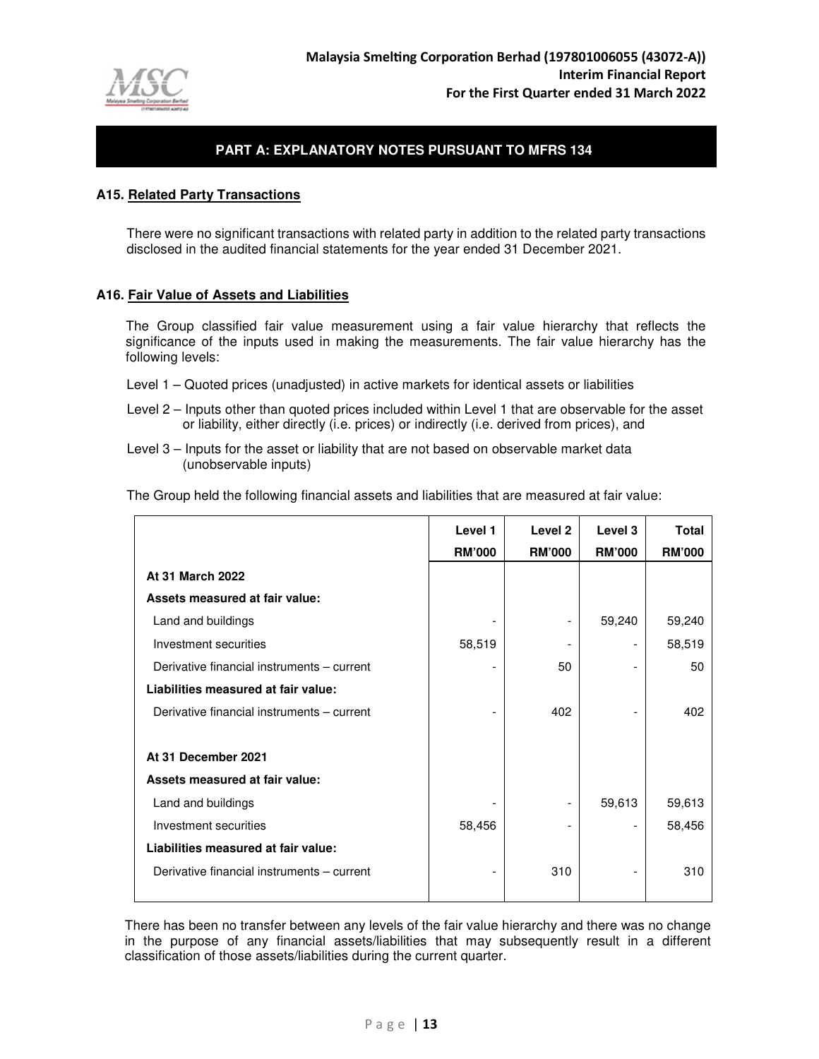## PART A: EXPLANATORY NOTES PURSUANT TO MFRS 134

### A15. Related Party Transactions

There were no significant transactions with related party in addition to the related party transactions disclosed in the audited financial statements for the year ended 31 December 2021.

### A16. Fair Value of Assets and Liabilities

The Group classified fair value measurement using a fair value hierarchy that reflects the significance of the inputs used in making the measurements. The fair value hierarchy has the following levels:

Level 1 – Quoted prices (unadjusted) in active markets for identical assets or liabilities

Level 2 – Inputs other than quoted prices included within Level 1 that are observable for the asset or liability, either directly (i.e. prices) or indirectly (i.e. derived from prices), and

Level 3 – Inputs for the asset or liability that are not based on observable market data (unobservable inputs)

The Group held the following financial assets and liabilities that are measured at fair value:

| | Level 1 | Level 2 | Level 3 | Total |
|---|---|---|---|---|
| | RM'000 | RM'000 | RM'000 | RM'000 |
| **At 31 March 2022** | | | | |
| **Assets measured at fair value:** | | | | |
| Land and buildings | - | - | 59,240 | 59,240 |
| Investment securities | 58,519 | - | - | 58,519 |
| Derivative financial instruments – current | - | 50 | - | 50 |
| **Liabilities measured at fair value:** | | | | |
| Derivative financial instruments – current | - | 402 | - | 402 |
| | | | | |
| **At 31 December 2021** | | | | |
| **Assets measured at fair value:** | | | | |
| Land and buildings | - | - | 59,613 | 59,613 |
| Investment securities | 58,456 | - | - | 58,456 |
| **Liabilities measured at fair value:** | | | | |
| Derivative financial instruments – current | - | 310 | - | 310 |

There has been no transfer between any levels of the fair value hierarchy and there was no change in the purpose of any financial assets/liabilities that may subsequently result in a different classification of those assets/liabilities during the current quarter.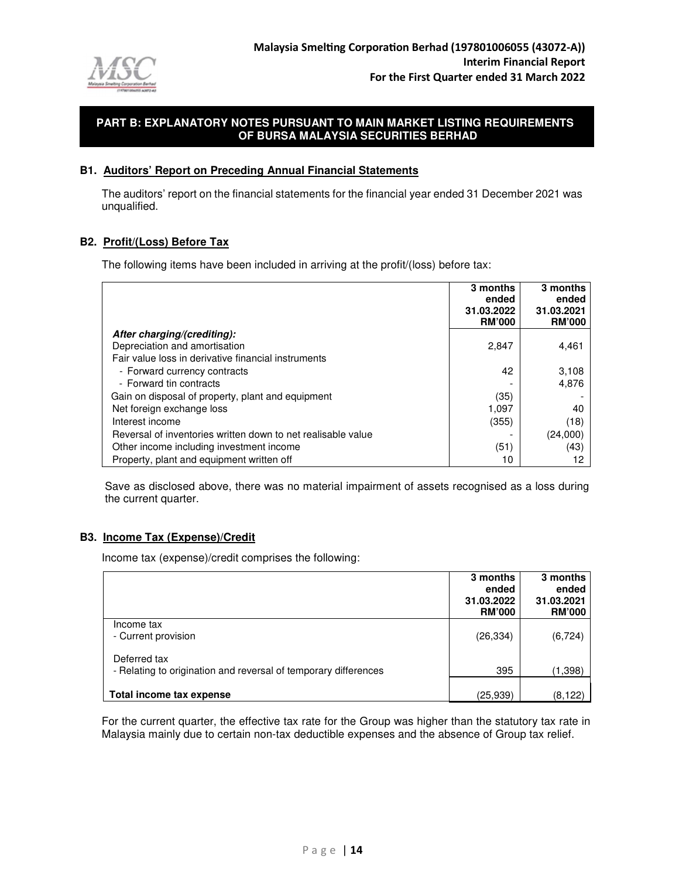## PART B: EXPLANATORY NOTES PURSUANT TO MAIN MARKET LISTING REQUIREMENTS OF BURSA MALAYSIA SECURITIES BERHAD

### B1. Auditors' Report on Preceding Annual Financial Statements

The auditors' report on the financial statements for the financial year ended 31 December 2021 was unqualified.

### B2. Profit/(Loss) Before Tax

The following items have been included in arriving at the profit/(loss) before tax:

| | 3 months ended 31.03.2022 RM'000 | 3 months ended 31.03.2021 RM'000 |
|---|---|---|
| ***After charging/(crediting):*** | | |
| Depreciation and amortisation | 2,847 | 4,461 |
| Fair value loss in derivative financial instruments | | |
| - Forward currency contracts | 42 | 3,108 |
| - Forward tin contracts | - | 4,876 |
| Gain on disposal of property, plant and equipment | (35) | - |
| Net foreign exchange loss | 1,097 | 40 |
| Interest income | (355) | (18) |
| Reversal of inventories written down to net realisable value | - | (24,000) |
| Other income including investment income | (51) | (43) |
| Property, plant and equipment written off | 10 | 12 |

Save as disclosed above, there was no material impairment of assets recognised as a loss during the current quarter.

### B3. Income Tax (Expense)/Credit

Income tax (expense)/credit comprises the following:

| | 3 months ended 31.03.2022 RM'000 | 3 months ended 31.03.2021 RM'000 |
|---|---|---|
| Income tax | | |
| - Current provision | (26,334) | (6,724) |
| Deferred tax | | |
| - Relating to origination and reversal of temporary differences | 395 | (1,398) |
| **Total income tax expense** | (25,939) | (8,122) |

For the current quarter, the effective tax rate for the Group was higher than the statutory tax rate in Malaysia mainly due to certain non-tax deductible expenses and the absence of Group tax relief.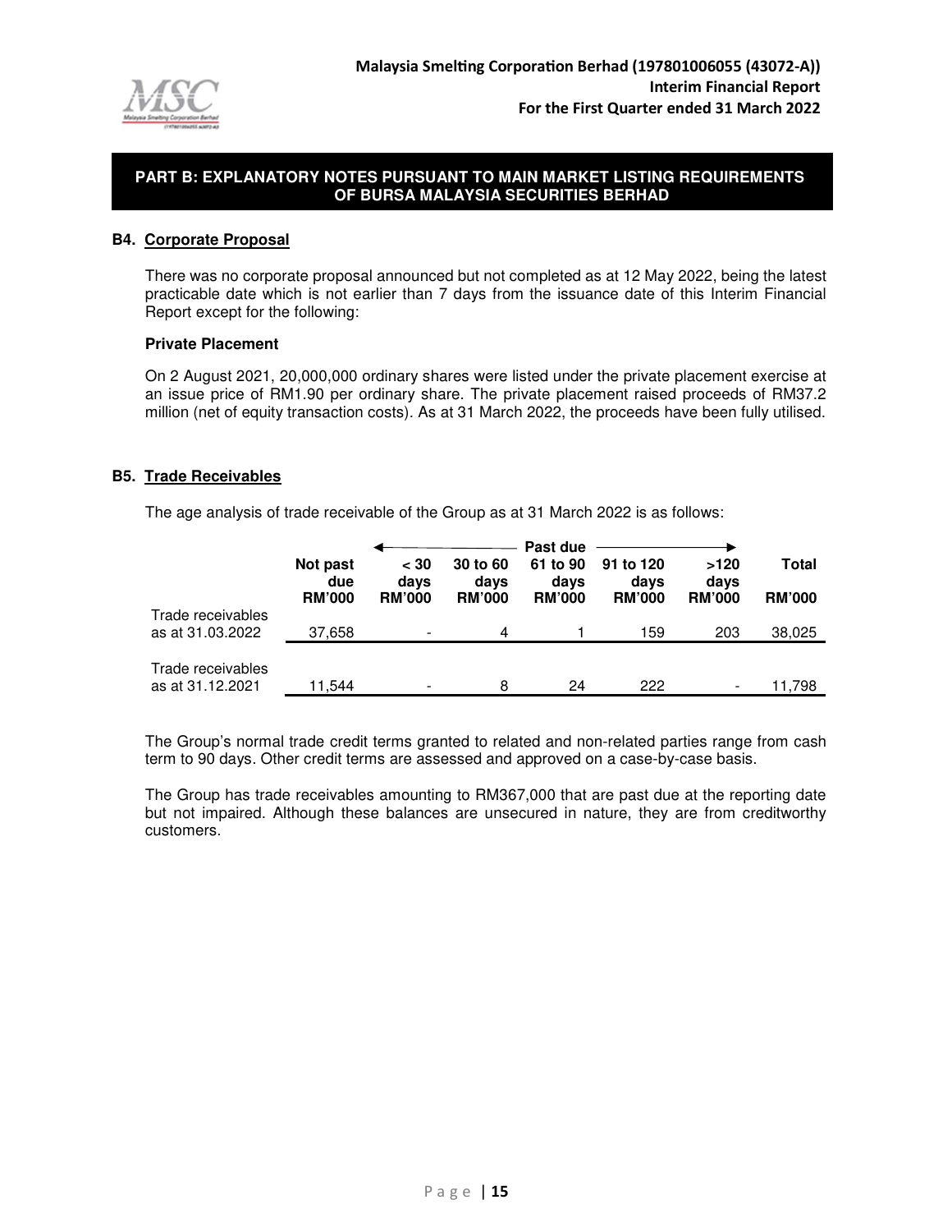## PART B: EXPLANATORY NOTES PURSUANT TO MAIN MARKET LISTING REQUIREMENTS OF BURSA MALAYSIA SECURITIES BERHAD

### B4. Corporate Proposal

There was no corporate proposal announced but not completed as at 12 May 2022, being the latest practicable date which is not earlier than 7 days from the issuance date of this Interim Financial Report except for the following:

**Private Placement**

On 2 August 2021, 20,000,000 ordinary shares were listed under the private placement exercise at an issue price of RM1.90 per ordinary share. The private placement raised proceeds of RM37.2 million (net of equity transaction costs). As at 31 March 2022, the proceeds have been fully utilised.

### B5. Trade Receivables

The age analysis of trade receivable of the Group as at 31 March 2022 is as follows:

| | | Past due | | | | | |
|---|---|---|---|---|---|---|---|
| | Not past due | < 30 days | 30 to 60 days | 61 to 90 days | 91 to 120 days | >120 days | Total |
| | RM'000 | RM'000 | RM'000 | RM'000 | RM'000 | RM'000 | RM'000 |
| Trade receivables as at 31.03.2022 | 37,658 | - | 4 | 1 | 159 | 203 | 38,025 |
| Trade receivables as at 31.12.2021 | 11,544 | - | 8 | 24 | 222 | - | 11,798 |

The Group's normal trade credit terms granted to related and non-related parties range from cash term to 90 days. Other credit terms are assessed and approved on a case-by-case basis.

The Group has trade receivables amounting to RM367,000 that are past due at the reporting date but not impaired. Although these balances are unsecured in nature, they are from creditworthy customers.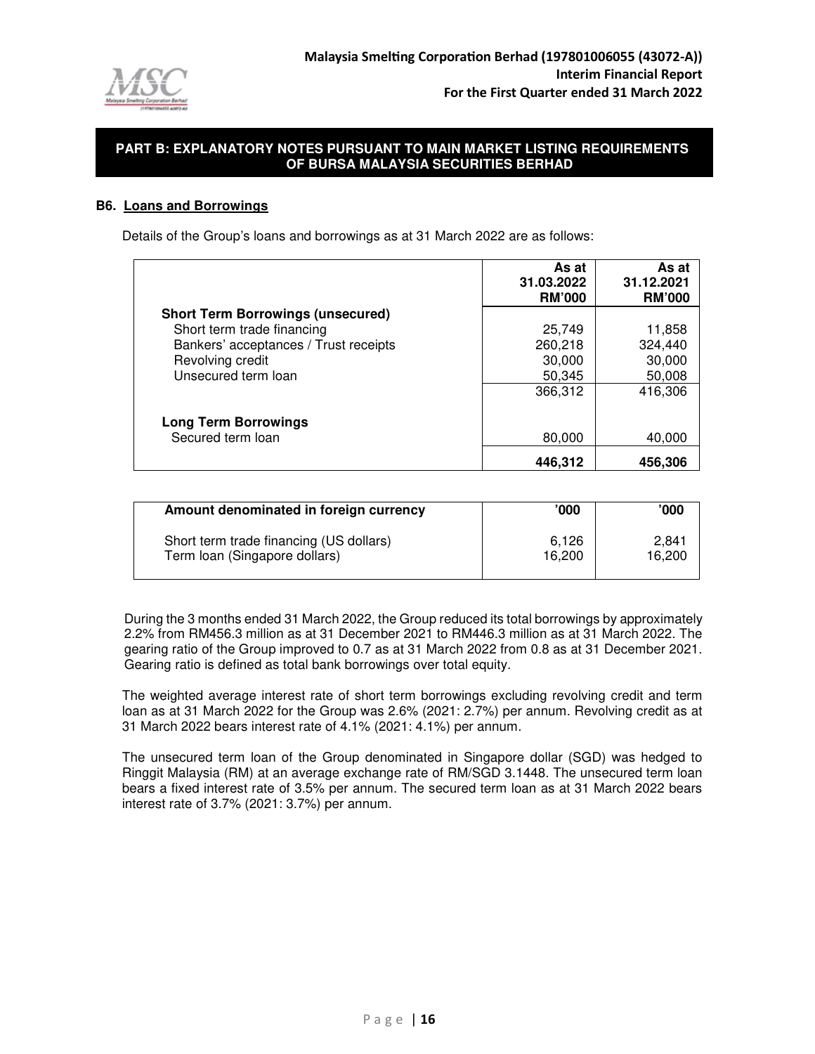## PART B: EXPLANATORY NOTES PURSUANT TO MAIN MARKET LISTING REQUIREMENTS OF BURSA MALAYSIA SECURITIES BERHAD

### B6. Loans and Borrowings

Details of the Group's loans and borrowings as at 31 March 2022 are as follows:

| | As at 31.03.2022 RM'000 | As at 31.12.2021 RM'000 |
|---|---|---|
| **Short Term Borrowings (unsecured)** | | |
| Short term trade financing | 25,749 | 11,858 |
| Bankers' acceptances / Trust receipts | 260,218 | 324,440 |
| Revolving credit | 30,000 | 30,000 |
| Unsecured term loan | 50,345 | 50,008 |
| | 366,312 | 416,306 |
| **Long Term Borrowings** | | |
| Secured term loan | 80,000 | 40,000 |
| | **446,312** | **456,306** |

| Amount denominated in foreign currency | '000 | '000 |
|---|---|---|
| Short term trade financing (US dollars) | 6,126 | 2,841 |
| Term loan (Singapore dollars) | 16,200 | 16,200 |

During the 3 months ended 31 March 2022, the Group reduced its total borrowings by approximately 2.2% from RM456.3 million as at 31 December 2021 to RM446.3 million as at 31 March 2022. The gearing ratio of the Group improved to 0.7 as at 31 March 2022 from 0.8 as at 31 December 2021. Gearing ratio is defined as total bank borrowings over total equity.

The weighted average interest rate of short term borrowings excluding revolving credit and term loan as at 31 March 2022 for the Group was 2.6% (2021: 2.7%) per annum. Revolving credit as at 31 March 2022 bears interest rate of 4.1% (2021: 4.1%) per annum.

The unsecured term loan of the Group denominated in Singapore dollar (SGD) was hedged to Ringgit Malaysia (RM) at an average exchange rate of RM/SGD 3.1448. The unsecured term loan bears a fixed interest rate of 3.5% per annum. The secured term loan as at 31 March 2022 bears interest rate of 3.7% (2021: 3.7%) per annum.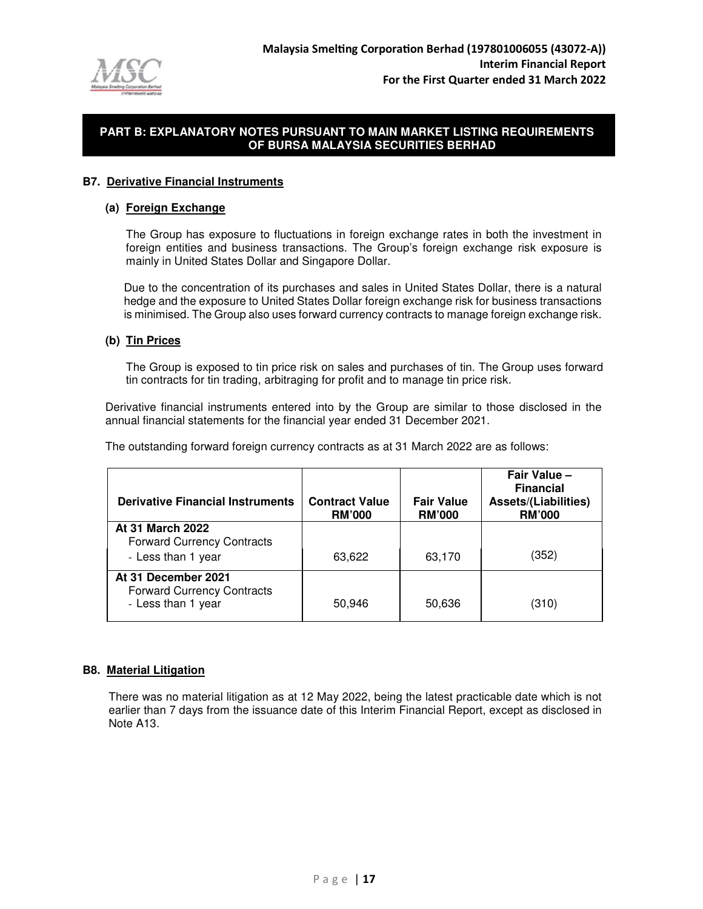**PART B: EXPLANATORY NOTES PURSUANT TO MAIN MARKET LISTING REQUIREMENTS OF BURSA MALAYSIA SECURITIES BERHAD**

## B7. Derivative Financial Instruments

### (a) Foreign Exchange

The Group has exposure to fluctuations in foreign exchange rates in both the investment in foreign entities and business transactions. The Group's foreign exchange risk exposure is mainly in United States Dollar and Singapore Dollar.

Due to the concentration of its purchases and sales in United States Dollar, there is a natural hedge and the exposure to United States Dollar foreign exchange risk for business transactions is minimised. The Group also uses forward currency contracts to manage foreign exchange risk.

### (b) Tin Prices

The Group is exposed to tin price risk on sales and purchases of tin. The Group uses forward tin contracts for tin trading, arbitraging for profit and to manage tin price risk.

Derivative financial instruments entered into by the Group are similar to those disclosed in the annual financial statements for the financial year ended 31 December 2021.

The outstanding forward foreign currency contracts as at 31 March 2022 are as follows:

| Derivative Financial Instruments | Contract Value RM'000 | Fair Value RM'000 | Fair Value – Financial Assets/(Liabilities) RM'000 |
|---|---|---|---|
| **At 31 March 2022** | | | |
| Forward Currency Contracts | | | |
| - Less than 1 year | 63,622 | 63,170 | (352) |
| **At 31 December 2021** | | | |
| Forward Currency Contracts | | | |
| - Less than 1 year | 50,946 | 50,636 | (310) |

## B8. Material Litigation

There was no material litigation as at 12 May 2022, being the latest practicable date which is not earlier than 7 days from the issuance date of this Interim Financial Report, except as disclosed in Note A13.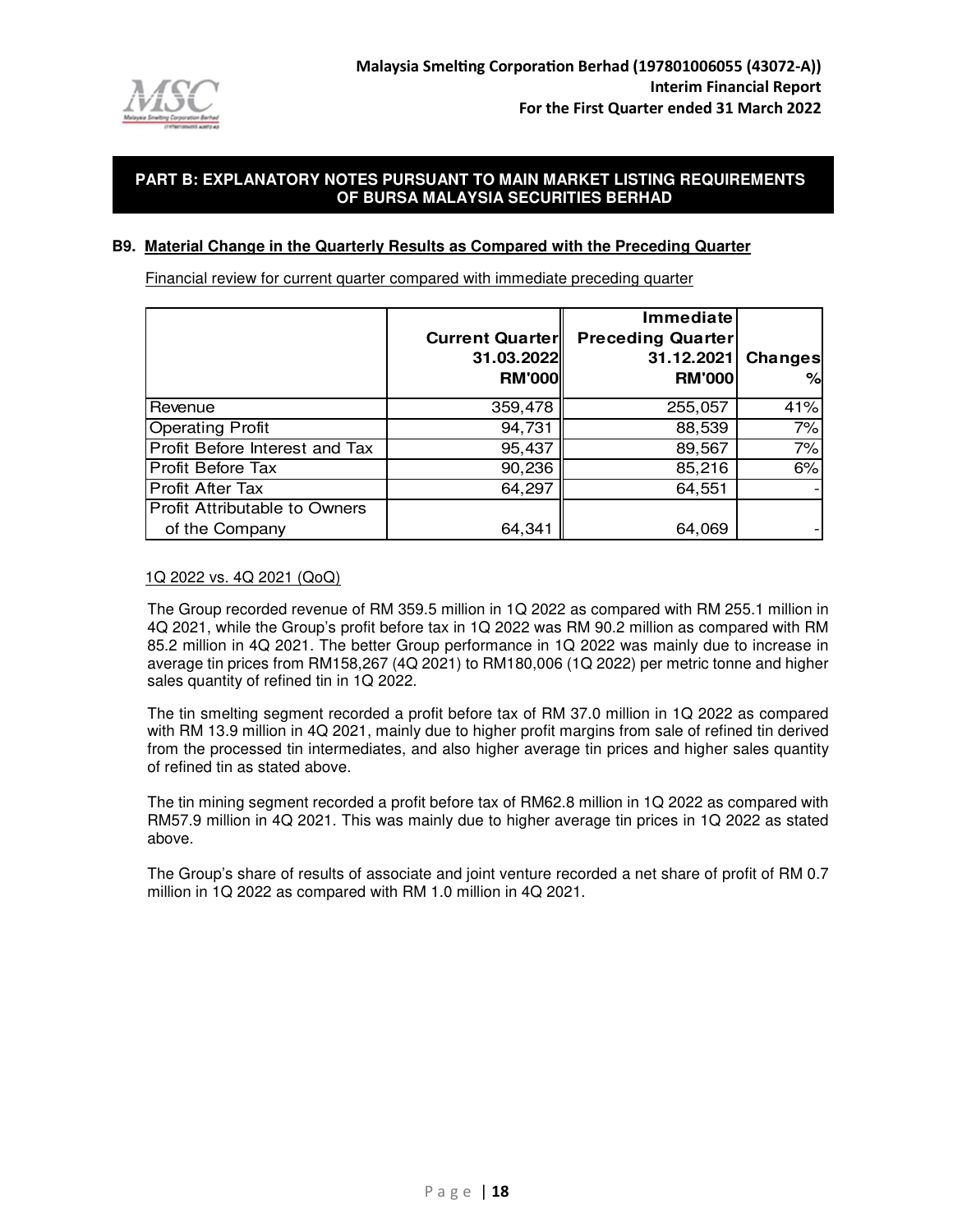## PART B: EXPLANATORY NOTES PURSUANT TO MAIN MARKET LISTING REQUIREMENTS OF BURSA MALAYSIA SECURITIES BERHAD

### B9. Material Change in the Quarterly Results as Compared with the Preceding Quarter

Financial review for current quarter compared with immediate preceding quarter

| | Current Quarter 31.03.2022 RM'000 | Immediate Preceding Quarter 31.12.2021 RM'000 | Changes % |
|---|---|---|---|
| Revenue | 359,478 | 255,057 | 41% |
| Operating Profit | 94,731 | 88,539 | 7% |
| Profit Before Interest and Tax | 95,437 | 89,567 | 7% |
| Profit Before Tax | 90,236 | 85,216 | 6% |
| Profit After Tax | 64,297 | 64,551 | - |
| Profit Attributable to Owners of the Company | 64,341 | 64,069 | - |

1Q 2022 vs. 4Q 2021 (QoQ)

The Group recorded revenue of RM 359.5 million in 1Q 2022 as compared with RM 255.1 million in 4Q 2021, while the Group's profit before tax in 1Q 2022 was RM 90.2 million as compared with RM 85.2 million in 4Q 2021. The better Group performance in 1Q 2022 was mainly due to increase in average tin prices from RM158,267 (4Q 2021) to RM180,006 (1Q 2022) per metric tonne and higher sales quantity of refined tin in 1Q 2022.

The tin smelting segment recorded a profit before tax of RM 37.0 million in 1Q 2022 as compared with RM 13.9 million in 4Q 2021, mainly due to higher profit margins from sale of refined tin derived from the processed tin intermediates, and also higher average tin prices and higher sales quantity of refined tin as stated above.

The tin mining segment recorded a profit before tax of RM62.8 million in 1Q 2022 as compared with RM57.9 million in 4Q 2021. This was mainly due to higher average tin prices in 1Q 2022 as stated above.

The Group's share of results of associate and joint venture recorded a net share of profit of RM 0.7 million in 1Q 2022 as compared with RM 1.0 million in 4Q 2021.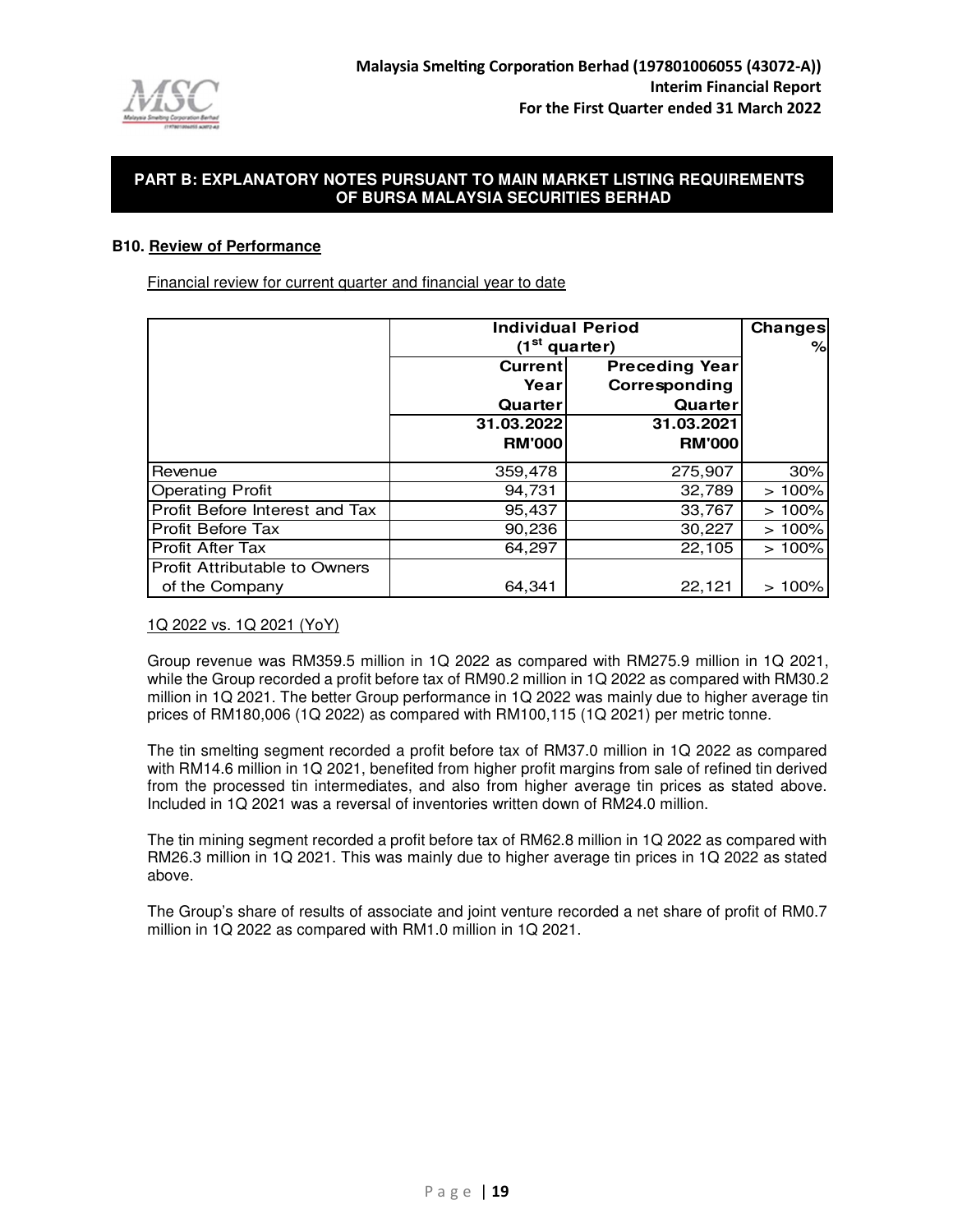## PART B: EXPLANATORY NOTES PURSUANT TO MAIN MARKET LISTING REQUIREMENTS OF BURSA MALAYSIA SECURITIES BERHAD

### B10. Review of Performance

Financial review for current quarter and financial year to date

| | Individual Period (1st quarter) | | Changes % |
|---|---|---|---|
| | Current Year Quarter 31.03.2022 RM'000 | Preceding Year Corresponding Quarter 31.03.2021 RM'000 | |
| Revenue | 359,478 | 275,907 | 30% |
| Operating Profit | 94,731 | 32,789 | > 100% |
| Profit Before Interest and Tax | 95,437 | 33,767 | > 100% |
| Profit Before Tax | 90,236 | 30,227 | > 100% |
| Profit After Tax | 64,297 | 22,105 | > 100% |
| Profit Attributable to Owners of the Company | 64,341 | 22,121 | > 100% |

1Q 2022 vs. 1Q 2021 (YoY)

Group revenue was RM359.5 million in 1Q 2022 as compared with RM275.9 million in 1Q 2021, while the Group recorded a profit before tax of RM90.2 million in 1Q 2022 as compared with RM30.2 million in 1Q 2021. The better Group performance in 1Q 2022 was mainly due to higher average tin prices of RM180,006 (1Q 2022) as compared with RM100,115 (1Q 2021) per metric tonne.

The tin smelting segment recorded a profit before tax of RM37.0 million in 1Q 2022 as compared with RM14.6 million in 1Q 2021, benefited from higher profit margins from sale of refined tin derived from the processed tin intermediates, and also from higher average tin prices as stated above. Included in 1Q 2021 was a reversal of inventories written down of RM24.0 million.

The tin mining segment recorded a profit before tax of RM62.8 million in 1Q 2022 as compared with RM26.3 million in 1Q 2021. This was mainly due to higher average tin prices in 1Q 2022 as stated above.

The Group's share of results of associate and joint venture recorded a net share of profit of RM0.7 million in 1Q 2022 as compared with RM1.0 million in 1Q 2021.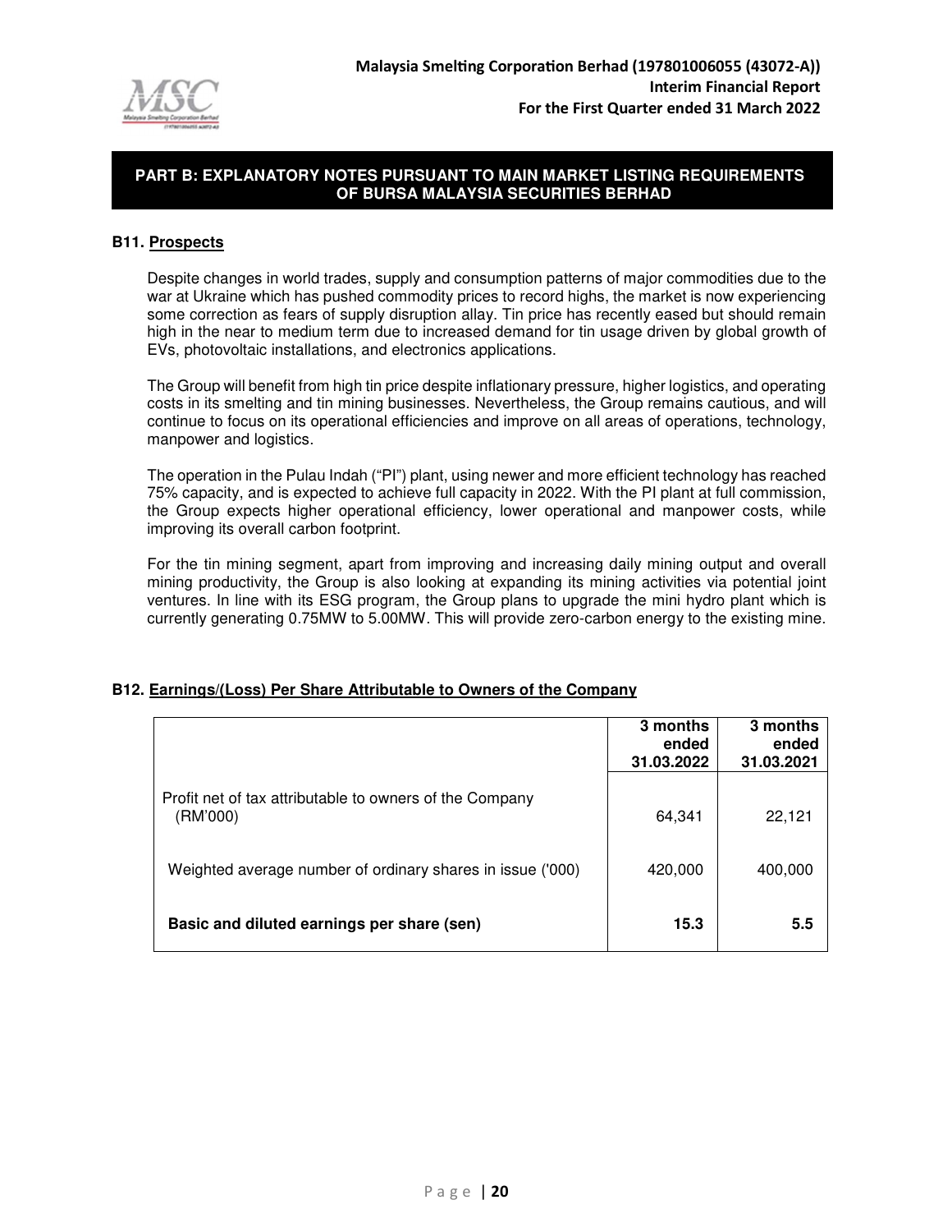## PART B: EXPLANATORY NOTES PURSUANT TO MAIN MARKET LISTING REQUIREMENTS OF BURSA MALAYSIA SECURITIES BERHAD

### B11. Prospects

Despite changes in world trades, supply and consumption patterns of major commodities due to the war at Ukraine which has pushed commodity prices to record highs, the market is now experiencing some correction as fears of supply disruption allay. Tin price has recently eased but should remain high in the near to medium term due to increased demand for tin usage driven by global growth of EVs, photovoltaic installations, and electronics applications.

The Group will benefit from high tin price despite inflationary pressure, higher logistics, and operating costs in its smelting and tin mining businesses. Nevertheless, the Group remains cautious, and will continue to focus on its operational efficiencies and improve on all areas of operations, technology, manpower and logistics.

The operation in the Pulau Indah ("PI") plant, using newer and more efficient technology has reached 75% capacity, and is expected to achieve full capacity in 2022. With the PI plant at full commission, the Group expects higher operational efficiency, lower operational and manpower costs, while improving its overall carbon footprint.

For the tin mining segment, apart from improving and increasing daily mining output and overall mining productivity, the Group is also looking at expanding its mining activities via potential joint ventures. In line with its ESG program, the Group plans to upgrade the mini hydro plant which is currently generating 0.75MW to 5.00MW. This will provide zero-carbon energy to the existing mine.

### B12. Earnings/(Loss) Per Share Attributable to Owners of the Company

| | 3 months ended 31.03.2022 | 3 months ended 31.03.2021 |
|---|---|---|
| Profit net of tax attributable to owners of the Company (RM'000) | 64,341 | 22,121 |
| Weighted average number of ordinary shares in issue ('000) | 420,000 | 400,000 |
| **Basic and diluted earnings per share (sen)** | **15.3** | **5.5** |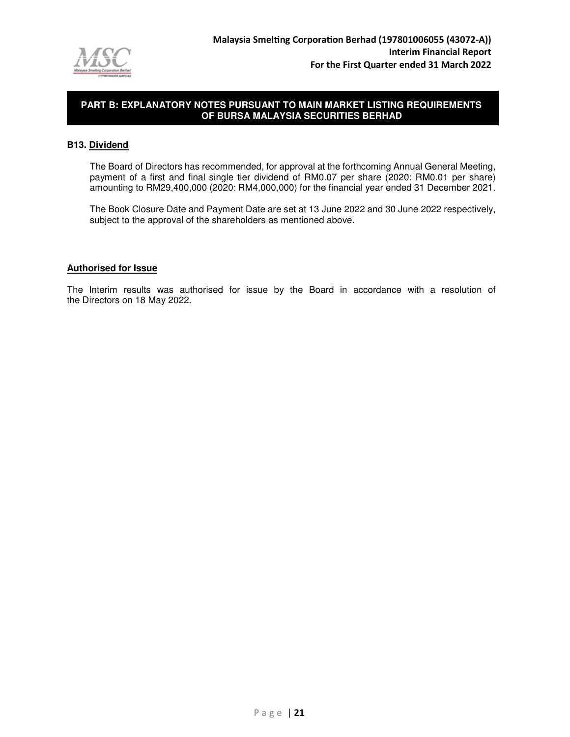## PART B: EXPLANATORY NOTES PURSUANT TO MAIN MARKET LISTING REQUIREMENTS OF BURSA MALAYSIA SECURITIES BERHAD

### B13. Dividend

The Board of Directors has recommended, for approval at the forthcoming Annual General Meeting, payment of a first and final single tier dividend of RM0.07 per share (2020: RM0.01 per share) amounting to RM29,400,000 (2020: RM4,000,000) for the financial year ended 31 December 2021.

The Book Closure Date and Payment Date are set at 13 June 2022 and 30 June 2022 respectively, subject to the approval of the shareholders as mentioned above.

### Authorised for Issue

The Interim results was authorised for issue by the Board in accordance with a resolution of the Directors on 18 May 2022.